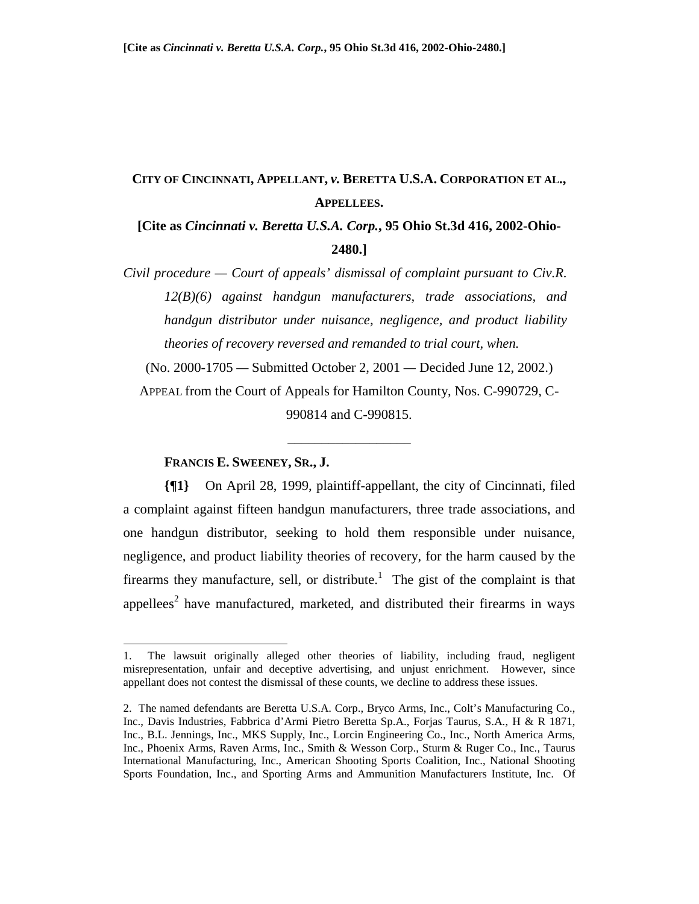**[Cite as *Cincinnati v. Beretta U.S.A. Corp.*, 95 Ohio St.3d 416, 2002-Ohio-2480.]**

**CITY OF CINCINNATI, APPELLANT, *v.* BERETTA U.S.A. CORPORATION ET AL., APPELLEES.**

**[Cite as *Cincinnati v. Beretta U.S.A. Corp.*, 95 Ohio St.3d 416, 2002-Ohio-2480.]**

*Civil procedure — Court of appeals' dismissal of complaint pursuant to Civ.R. 12(B)(6) against handgun manufacturers, trade associations, and handgun distributor under nuisance, negligence, and product liability theories of recovery reversed and remanded to trial court, when.*

(No. 2000-1705 — Submitted October 2, 2001 — Decided June 12, 2002.)

APPEAL from the Court of Appeals for Hamilton County, Nos. C-990729, C-990814 and C-990815.

\_\_\_\_\_\_\_\_\_\_\_\_\_\_\_\_\_\_

**FRANCIS E. SWEENEY, SR., J.**

**{¶1}** On April 28, 1999, plaintiff-appellant, the city of Cincinnati, filed a complaint against fifteen handgun manufacturers, three trade associations, and one handgun distributor, seeking to hold them responsible under nuisance, negligence, and product liability theories of recovery, for the harm caused by the firearms they manufacture, sell, or distribute.[1] The gist of the complaint is that appellees[2] have manufactured, marketed, and distributed their firearms in ways

---

1. The lawsuit originally alleged other theories of liability, including fraud, negligent misrepresentation, unfair and deceptive advertising, and unjust enrichment. However, since appellant does not contest the dismissal of these counts, we decline to address these issues.

2. The named defendants are Beretta U.S.A. Corp., Bryco Arms, Inc., Colt's Manufacturing Co., Inc., Davis Industries, Fabbrica d'Armi Pietro Beretta Sp.A., Forjas Taurus, S.A., H & R 1871, Inc., B.L. Jennings, Inc., MKS Supply, Inc., Lorcin Engineering Co., Inc., North America Arms, Inc., Phoenix Arms, Raven Arms, Inc., Smith & Wesson Corp., Sturm & Ruger Co., Inc., Taurus International Manufacturing, Inc., American Shooting Sports Coalition, Inc., National Shooting Sports Foundation, Inc., and Sporting Arms and Ammunition Manufacturers Institute, Inc. Of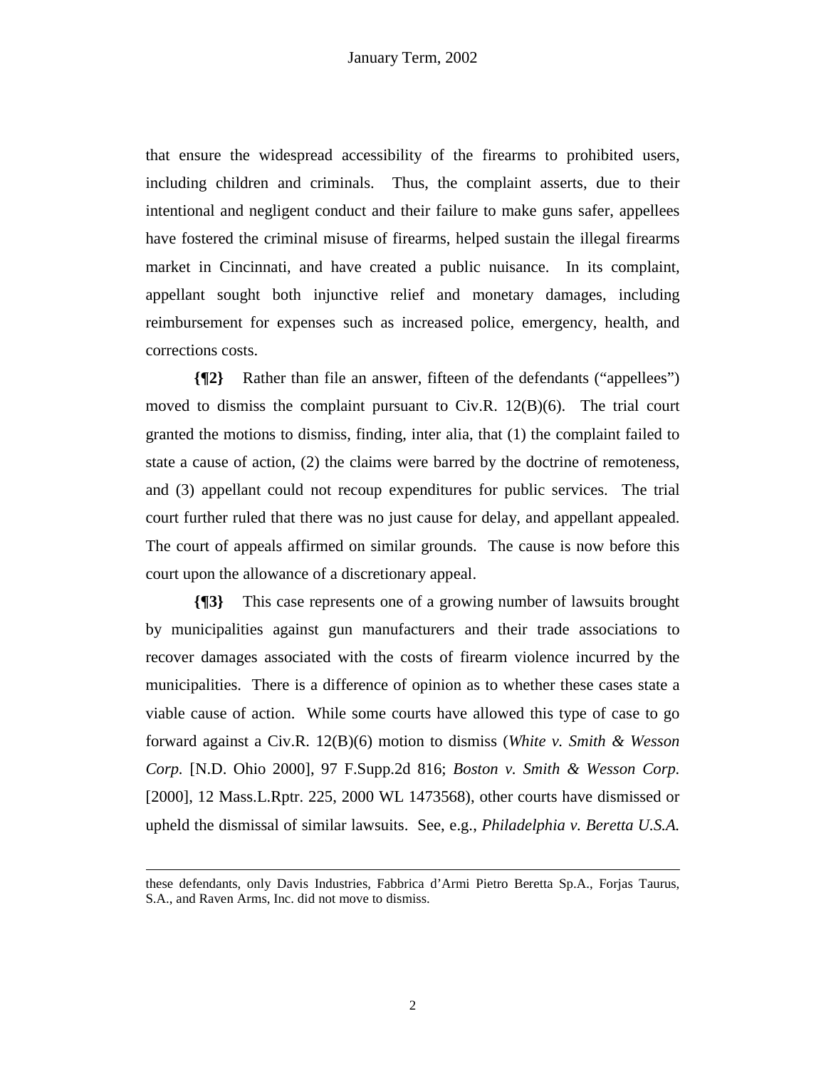that ensure the widespread accessibility of the firearms to prohibited users, including children and criminals. Thus, the complaint asserts, due to their intentional and negligent conduct and their failure to make guns safer, appellees have fostered the criminal misuse of firearms, helped sustain the illegal firearms market in Cincinnati, and have created a public nuisance. In its complaint, appellant sought both injunctive relief and monetary damages, including reimbursement for expenses such as increased police, emergency, health, and corrections costs.

**{¶2}** Rather than file an answer, fifteen of the defendants ("appellees") moved to dismiss the complaint pursuant to Civ.R. 12(B)(6). The trial court granted the motions to dismiss, finding, inter alia, that (1) the complaint failed to state a cause of action, (2) the claims were barred by the doctrine of remoteness, and (3) appellant could not recoup expenditures for public services. The trial court further ruled that there was no just cause for delay, and appellant appealed. The court of appeals affirmed on similar grounds. The cause is now before this court upon the allowance of a discretionary appeal.

**{¶3}** This case represents one of a growing number of lawsuits brought by municipalities against gun manufacturers and their trade associations to recover damages associated with the costs of firearm violence incurred by the municipalities. There is a difference of opinion as to whether these cases state a viable cause of action. While some courts have allowed this type of case to go forward against a Civ.R. 12(B)(6) motion to dismiss (*White v. Smith & Wesson Corp.* [N.D. Ohio 2000], 97 F.Supp.2d 816; *Boston v. Smith & Wesson Corp.* [2000], 12 Mass.L.Rptr. 225, 2000 WL 1473568), other courts have dismissed or upheld the dismissal of similar lawsuits. See, e.g., *Philadelphia v. Beretta U.S.A.*

---

these defendants, only Davis Industries, Fabbrica d'Armi Pietro Beretta Sp.A., Forjas Taurus, S.A., and Raven Arms, Inc. did not move to dismiss.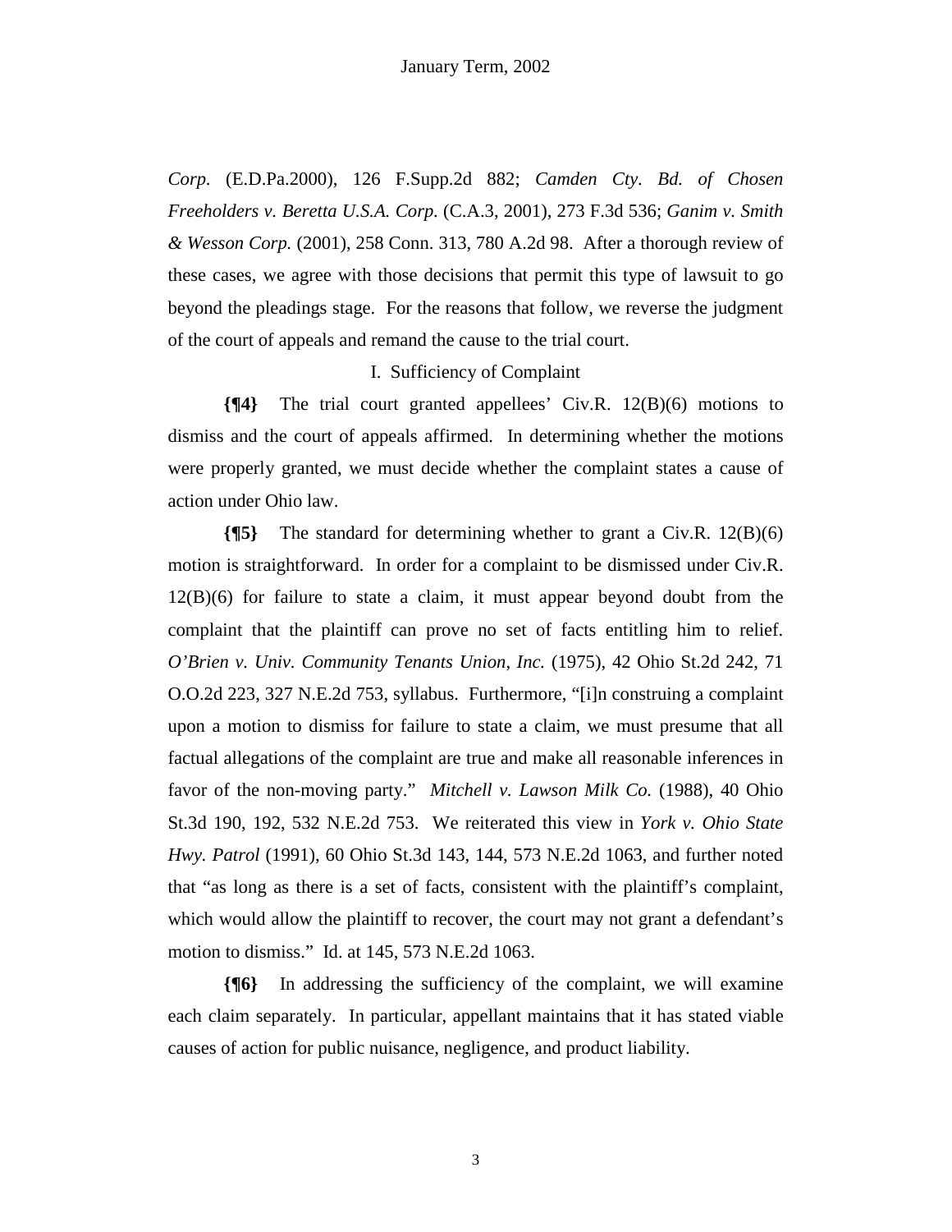*Corp.* (E.D.Pa.2000), 126 F.Supp.2d 882; *Camden Cty. Bd. of Chosen Freeholders v. Beretta U.S.A. Corp.* (C.A.3, 2001), 273 F.3d 536; *Ganim v. Smith & Wesson Corp.* (2001), 258 Conn. 313, 780 A.2d 98. After a thorough review of these cases, we agree with those decisions that permit this type of lawsuit to go beyond the pleadings stage. For the reasons that follow, we reverse the judgment of the court of appeals and remand the cause to the trial court.

## I. Sufficiency of Complaint

**{¶4}** The trial court granted appellees' Civ.R. 12(B)(6) motions to dismiss and the court of appeals affirmed. In determining whether the motions were properly granted, we must decide whether the complaint states a cause of action under Ohio law.

**{¶5}** The standard for determining whether to grant a Civ.R. 12(B)(6) motion is straightforward. In order for a complaint to be dismissed under Civ.R. 12(B)(6) for failure to state a claim, it must appear beyond doubt from the complaint that the plaintiff can prove no set of facts entitling him to relief. *O'Brien v. Univ. Community Tenants Union, Inc.* (1975), 42 Ohio St.2d 242, 71 O.O.2d 223, 327 N.E.2d 753, syllabus. Furthermore, "[i]n construing a complaint upon a motion to dismiss for failure to state a claim, we must presume that all factual allegations of the complaint are true and make all reasonable inferences in favor of the non-moving party." *Mitchell v. Lawson Milk Co.* (1988), 40 Ohio St.3d 190, 192, 532 N.E.2d 753. We reiterated this view in *York v. Ohio State Hwy. Patrol* (1991), 60 Ohio St.3d 143, 144, 573 N.E.2d 1063, and further noted that "as long as there is a set of facts, consistent with the plaintiff's complaint, which would allow the plaintiff to recover, the court may not grant a defendant's motion to dismiss." Id. at 145, 573 N.E.2d 1063.

**{¶6}** In addressing the sufficiency of the complaint, we will examine each claim separately. In particular, appellant maintains that it has stated viable causes of action for public nuisance, negligence, and product liability.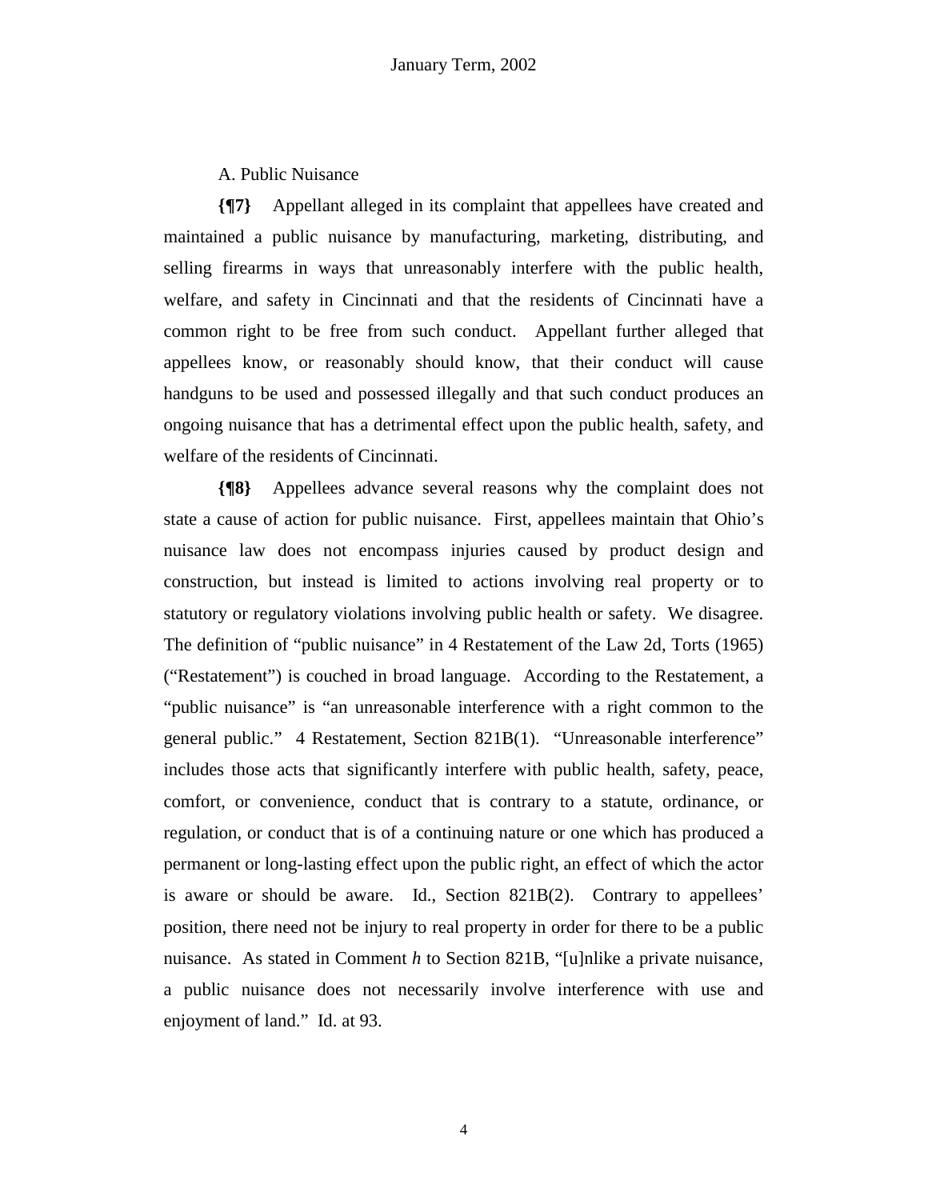A. Public Nuisance

**{¶7}** Appellant alleged in its complaint that appellees have created and maintained a public nuisance by manufacturing, marketing, distributing, and selling firearms in ways that unreasonably interfere with the public health, welfare, and safety in Cincinnati and that the residents of Cincinnati have a common right to be free from such conduct. Appellant further alleged that appellees know, or reasonably should know, that their conduct will cause handguns to be used and possessed illegally and that such conduct produces an ongoing nuisance that has a detrimental effect upon the public health, safety, and welfare of the residents of Cincinnati.

**{¶8}** Appellees advance several reasons why the complaint does not state a cause of action for public nuisance. First, appellees maintain that Ohio's nuisance law does not encompass injuries caused by product design and construction, but instead is limited to actions involving real property or to statutory or regulatory violations involving public health or safety. We disagree. The definition of "public nuisance" in 4 Restatement of the Law 2d, Torts (1965) ("Restatement") is couched in broad language. According to the Restatement, a "public nuisance" is "an unreasonable interference with a right common to the general public." 4 Restatement, Section 821B(1). "Unreasonable interference" includes those acts that significantly interfere with public health, safety, peace, comfort, or convenience, conduct that is contrary to a statute, ordinance, or regulation, or conduct that is of a continuing nature or one which has produced a permanent or long-lasting effect upon the public right, an effect of which the actor is aware or should be aware. Id., Section 821B(2). Contrary to appellees' position, there need not be injury to real property in order for there to be a public nuisance. As stated in Comment *h* to Section 821B, "[u]nlike a private nuisance, a public nuisance does not necessarily involve interference with use and enjoyment of land." Id. at 93.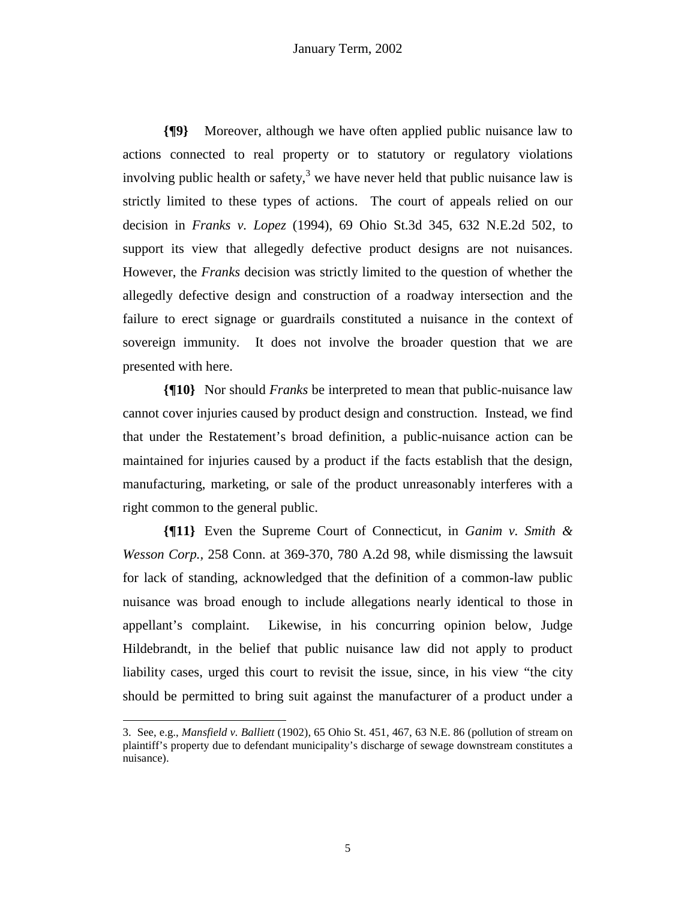**{¶9}** Moreover, although we have often applied public nuisance law to actions connected to real property or to statutory or regulatory violations involving public health or safety,[3] we have never held that public nuisance law is strictly limited to these types of actions. The court of appeals relied on our decision in *Franks v. Lopez* (1994), 69 Ohio St.3d 345, 632 N.E.2d 502, to support its view that allegedly defective product designs are not nuisances. However, the *Franks* decision was strictly limited to the question of whether the allegedly defective design and construction of a roadway intersection and the failure to erect signage or guardrails constituted a nuisance in the context of sovereign immunity. It does not involve the broader question that we are presented with here.

**{¶10}** Nor should *Franks* be interpreted to mean that public-nuisance law cannot cover injuries caused by product design and construction. Instead, we find that under the Restatement's broad definition, a public-nuisance action can be maintained for injuries caused by a product if the facts establish that the design, manufacturing, marketing, or sale of the product unreasonably interferes with a right common to the general public.

**{¶11}** Even the Supreme Court of Connecticut, in *Ganim v. Smith & Wesson Corp.*, 258 Conn. at 369-370, 780 A.2d 98, while dismissing the lawsuit for lack of standing, acknowledged that the definition of a common-law public nuisance was broad enough to include allegations nearly identical to those in appellant's complaint. Likewise, in his concurring opinion below, Judge Hildebrandt, in the belief that public nuisance law did not apply to product liability cases, urged this court to revisit the issue, since, in his view "the city should be permitted to bring suit against the manufacturer of a product under a

---

3. See, e.g., *Mansfield v. Balliett* (1902), 65 Ohio St. 451, 467, 63 N.E. 86 (pollution of stream on plaintiff's property due to defendant municipality's discharge of sewage downstream constitutes a nuisance).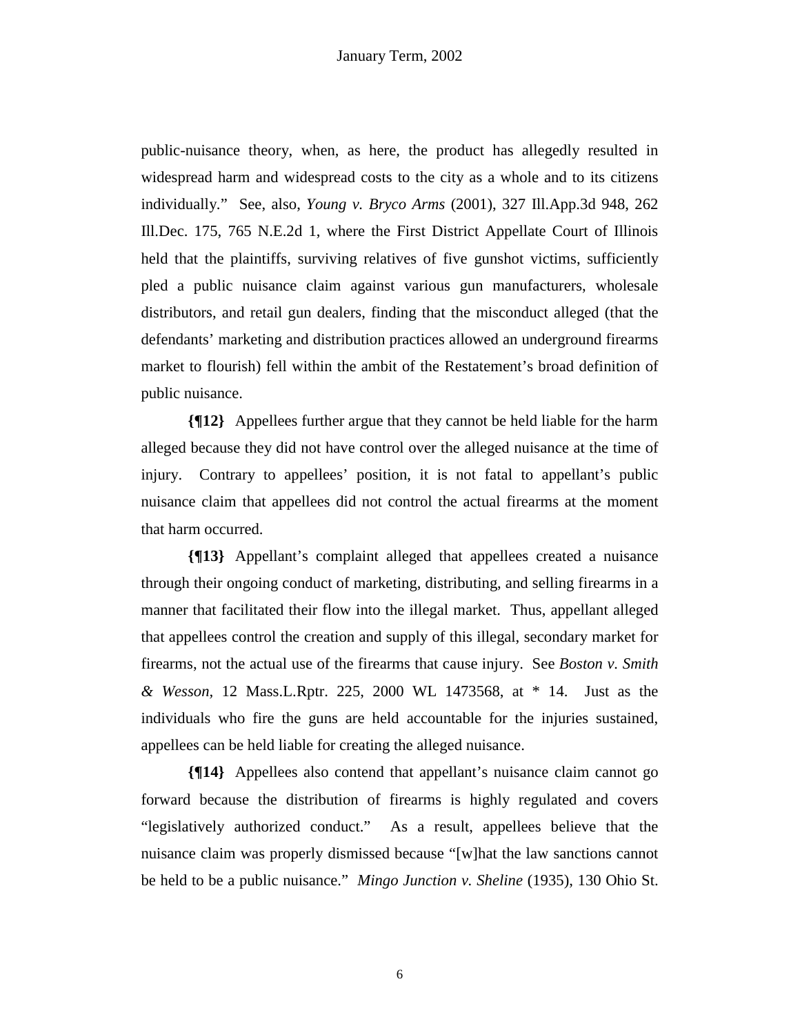public-nuisance theory, when, as here, the product has allegedly resulted in widespread harm and widespread costs to the city as a whole and to its citizens individually." See, also, *Young v. Bryco Arms* (2001), 327 Ill.App.3d 948, 262 Ill.Dec. 175, 765 N.E.2d 1, where the First District Appellate Court of Illinois held that the plaintiffs, surviving relatives of five gunshot victims, sufficiently pled a public nuisance claim against various gun manufacturers, wholesale distributors, and retail gun dealers, finding that the misconduct alleged (that the defendants' marketing and distribution practices allowed an underground firearms market to flourish) fell within the ambit of the Restatement's broad definition of public nuisance.

**{¶12}** Appellees further argue that they cannot be held liable for the harm alleged because they did not have control over the alleged nuisance at the time of injury. Contrary to appellees' position, it is not fatal to appellant's public nuisance claim that appellees did not control the actual firearms at the moment that harm occurred.

**{¶13}** Appellant's complaint alleged that appellees created a nuisance through their ongoing conduct of marketing, distributing, and selling firearms in a manner that facilitated their flow into the illegal market. Thus, appellant alleged that appellees control the creation and supply of this illegal, secondary market for firearms, not the actual use of the firearms that cause injury. See *Boston v. Smith & Wesson*, 12 Mass.L.Rptr. 225, 2000 WL 1473568, at * 14. Just as the individuals who fire the guns are held accountable for the injuries sustained, appellees can be held liable for creating the alleged nuisance.

**{¶14}** Appellees also contend that appellant's nuisance claim cannot go forward because the distribution of firearms is highly regulated and covers "legislatively authorized conduct." As a result, appellees believe that the nuisance claim was properly dismissed because "[w]hat the law sanctions cannot be held to be a public nuisance." *Mingo Junction v. Sheline* (1935), 130 Ohio St.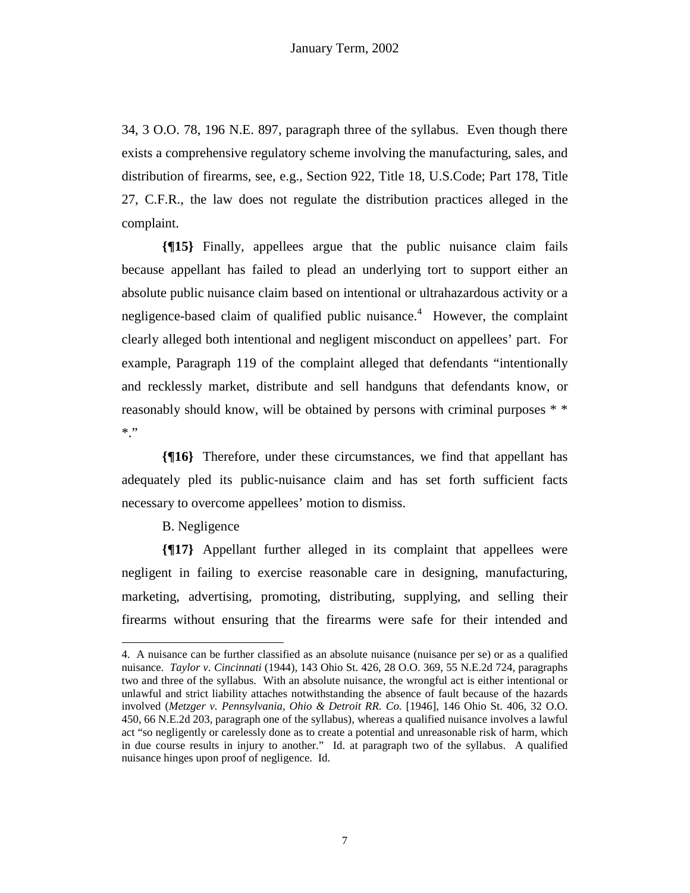34, 3 O.O. 78, 196 N.E. 897, paragraph three of the syllabus. Even though there exists a comprehensive regulatory scheme involving the manufacturing, sales, and distribution of firearms, see, e.g., Section 922, Title 18, U.S.Code; Part 178, Title 27, C.F.R., the law does not regulate the distribution practices alleged in the complaint.

**{¶15}** Finally, appellees argue that the public nuisance claim fails because appellant has failed to plead an underlying tort to support either an absolute public nuisance claim based on intentional or ultrahazardous activity or a negligence-based claim of qualified public nuisance.[4] However, the complaint clearly alleged both intentional and negligent misconduct on appellees' part. For example, Paragraph 119 of the complaint alleged that defendants "intentionally and recklessly market, distribute and sell handguns that defendants know, or reasonably should know, will be obtained by persons with criminal purposes * * *."

**{¶16}** Therefore, under these circumstances, we find that appellant has adequately pled its public-nuisance claim and has set forth sufficient facts necessary to overcome appellees' motion to dismiss.

B. Negligence

**{¶17}** Appellant further alleged in its complaint that appellees were negligent in failing to exercise reasonable care in designing, manufacturing, marketing, advertising, promoting, distributing, supplying, and selling their firearms without ensuring that the firearms were safe for their intended and

---

4. A nuisance can be further classified as an absolute nuisance (nuisance per se) or as a qualified nuisance. *Taylor v. Cincinnati* (1944), 143 Ohio St. 426, 28 O.O. 369, 55 N.E.2d 724, paragraphs two and three of the syllabus. With an absolute nuisance, the wrongful act is either intentional or unlawful and strict liability attaches notwithstanding the absence of fault because of the hazards involved (*Metzger v. Pennsylvania, Ohio & Detroit RR. Co.* [1946], 146 Ohio St. 406, 32 O.O. 450, 66 N.E.2d 203, paragraph one of the syllabus), whereas a qualified nuisance involves a lawful act "so negligently or carelessly done as to create a potential and unreasonable risk of harm, which in due course results in injury to another." Id. at paragraph two of the syllabus. A qualified nuisance hinges upon proof of negligence. Id.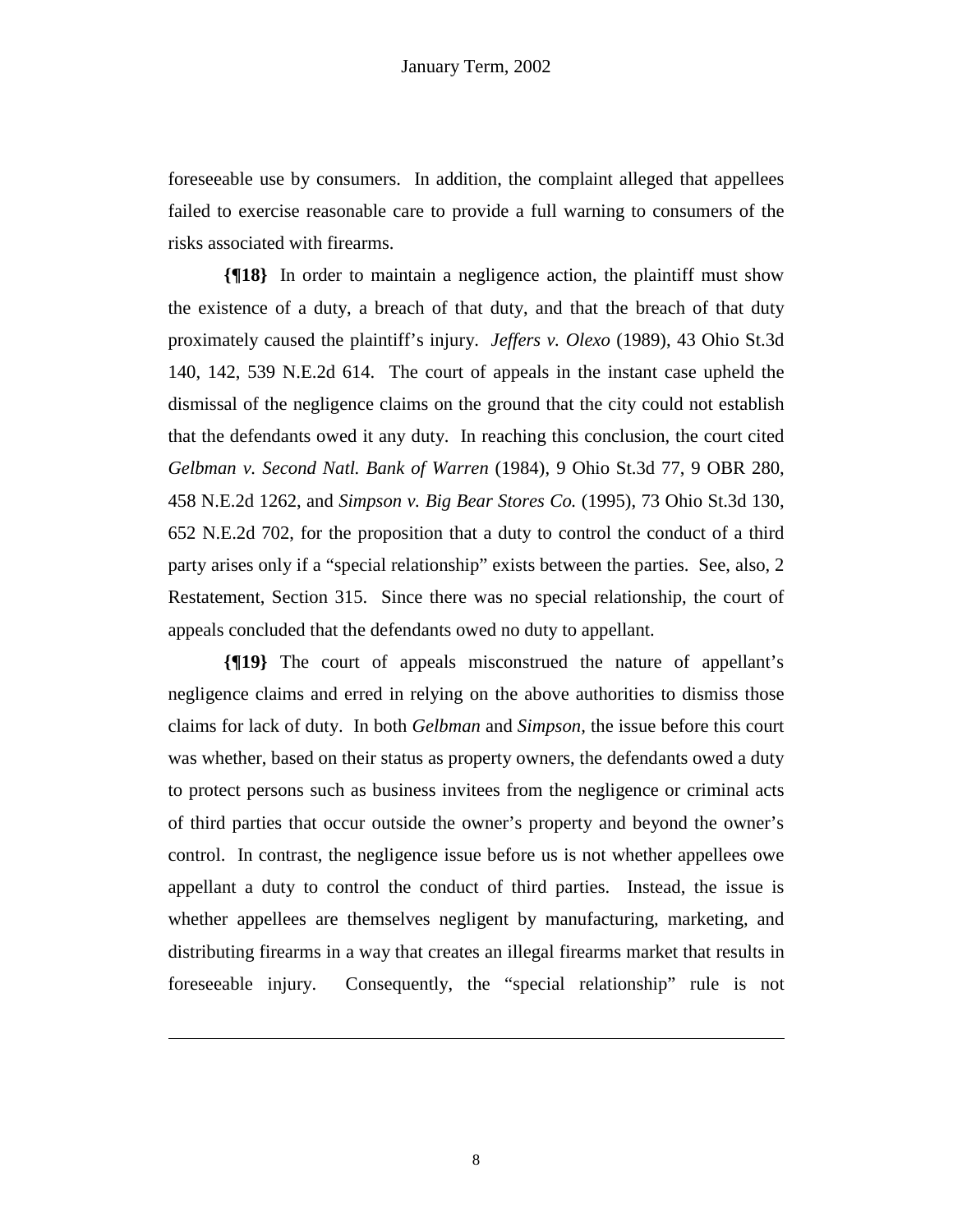foreseeable use by consumers. In addition, the complaint alleged that appellees failed to exercise reasonable care to provide a full warning to consumers of the risks associated with firearms.

**{¶18}** In order to maintain a negligence action, the plaintiff must show the existence of a duty, a breach of that duty, and that the breach of that duty proximately caused the plaintiff's injury. *Jeffers v. Olexo* (1989), 43 Ohio St.3d 140, 142, 539 N.E.2d 614. The court of appeals in the instant case upheld the dismissal of the negligence claims on the ground that the city could not establish that the defendants owed it any duty. In reaching this conclusion, the court cited *Gelbman v. Second Natl. Bank of Warren* (1984), 9 Ohio St.3d 77, 9 OBR 280, 458 N.E.2d 1262, and *Simpson v. Big Bear Stores Co.* (1995), 73 Ohio St.3d 130, 652 N.E.2d 702, for the proposition that a duty to control the conduct of a third party arises only if a "special relationship" exists between the parties. See, also, 2 Restatement, Section 315. Since there was no special relationship, the court of appeals concluded that the defendants owed no duty to appellant.

**{¶19}** The court of appeals misconstrued the nature of appellant's negligence claims and erred in relying on the above authorities to dismiss those claims for lack of duty. In both *Gelbman* and *Simpson*, the issue before this court was whether, based on their status as property owners, the defendants owed a duty to protect persons such as business invitees from the negligence or criminal acts of third parties that occur outside the owner's property and beyond the owner's control. In contrast, the negligence issue before us is not whether appellees owe appellant a duty to control the conduct of third parties. Instead, the issue is whether appellees are themselves negligent by manufacturing, marketing, and distributing firearms in a way that creates an illegal firearms market that results in foreseeable injury. Consequently, the "special relationship" rule is not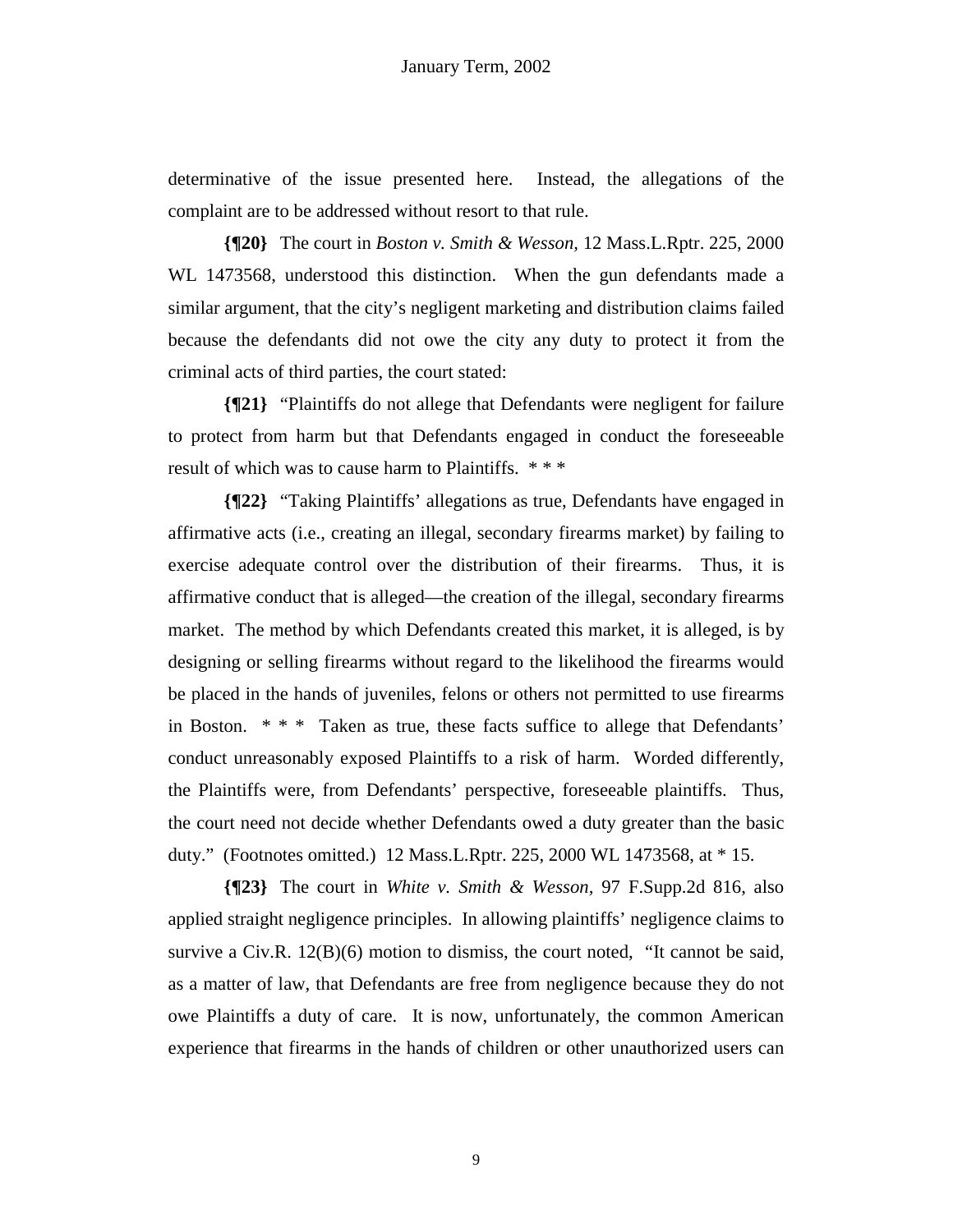determinative of the issue presented here. Instead, the allegations of the complaint are to be addressed without resort to that rule.

**{¶20}** The court in *Boston v. Smith & Wesson*, 12 Mass.L.Rptr. 225, 2000 WL 1473568, understood this distinction. When the gun defendants made a similar argument, that the city's negligent marketing and distribution claims failed because the defendants did not owe the city any duty to protect it from the criminal acts of third parties, the court stated:

**{¶21}** "Plaintiffs do not allege that Defendants were negligent for failure to protect from harm but that Defendants engaged in conduct the foreseeable result of which was to cause harm to Plaintiffs. * * *

**{¶22}** "Taking Plaintiffs' allegations as true, Defendants have engaged in affirmative acts (i.e., creating an illegal, secondary firearms market) by failing to exercise adequate control over the distribution of their firearms. Thus, it is affirmative conduct that is alleged—the creation of the illegal, secondary firearms market. The method by which Defendants created this market, it is alleged, is by designing or selling firearms without regard to the likelihood the firearms would be placed in the hands of juveniles, felons or others not permitted to use firearms in Boston. * * * Taken as true, these facts suffice to allege that Defendants' conduct unreasonably exposed Plaintiffs to a risk of harm. Worded differently, the Plaintiffs were, from Defendants' perspective, foreseeable plaintiffs. Thus, the court need not decide whether Defendants owed a duty greater than the basic duty." (Footnotes omitted.) 12 Mass.L.Rptr. 225, 2000 WL 1473568, at * 15.

**{¶23}** The court in *White v. Smith & Wesson*, 97 F.Supp.2d 816, also applied straight negligence principles. In allowing plaintiffs' negligence claims to survive a Civ.R. 12(B)(6) motion to dismiss, the court noted, "It cannot be said, as a matter of law, that Defendants are free from negligence because they do not owe Plaintiffs a duty of care. It is now, unfortunately, the common American experience that firearms in the hands of children or other unauthorized users can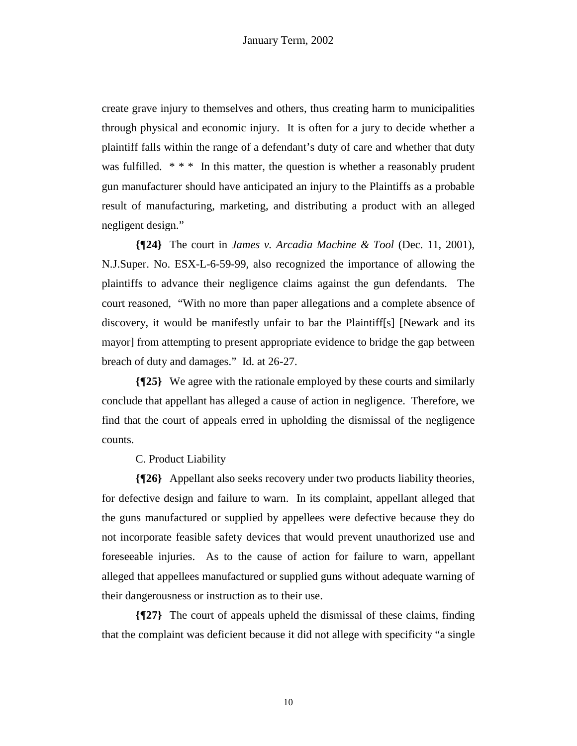create grave injury to themselves and others, thus creating harm to municipalities through physical and economic injury. It is often for a jury to decide whether a plaintiff falls within the range of a defendant's duty of care and whether that duty was fulfilled. * * * In this matter, the question is whether a reasonably prudent gun manufacturer should have anticipated an injury to the Plaintiffs as a probable result of manufacturing, marketing, and distributing a product with an alleged negligent design."

**{¶24}** The court in *James v. Arcadia Machine & Tool* (Dec. 11, 2001), N.J.Super. No. ESX-L-6-59-99, also recognized the importance of allowing the plaintiffs to advance their negligence claims against the gun defendants. The court reasoned, "With no more than paper allegations and a complete absence of discovery, it would be manifestly unfair to bar the Plaintiff[s] [Newark and its mayor] from attempting to present appropriate evidence to bridge the gap between breach of duty and damages." Id. at 26-27.

**{¶25}** We agree with the rationale employed by these courts and similarly conclude that appellant has alleged a cause of action in negligence. Therefore, we find that the court of appeals erred in upholding the dismissal of the negligence counts.

C. Product Liability

**{¶26}** Appellant also seeks recovery under two products liability theories, for defective design and failure to warn. In its complaint, appellant alleged that the guns manufactured or supplied by appellees were defective because they do not incorporate feasible safety devices that would prevent unauthorized use and foreseeable injuries. As to the cause of action for failure to warn, appellant alleged that appellees manufactured or supplied guns without adequate warning of their dangerousness or instruction as to their use.

**{¶27}** The court of appeals upheld the dismissal of these claims, finding that the complaint was deficient because it did not allege with specificity "a single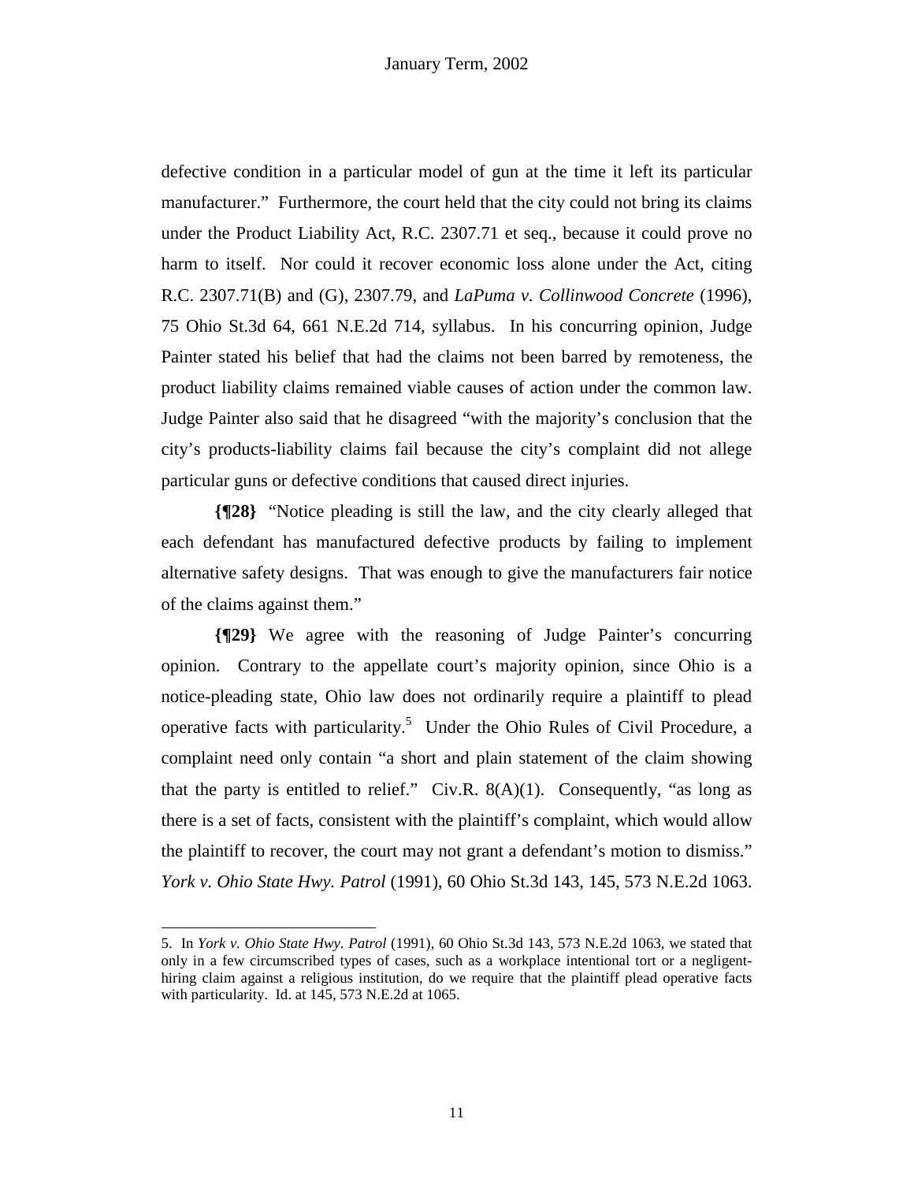defective condition in a particular model of gun at the time it left its particular manufacturer." Furthermore, the court held that the city could not bring its claims under the Product Liability Act, R.C. 2307.71 et seq., because it could prove no harm to itself. Nor could it recover economic loss alone under the Act, citing R.C. 2307.71(B) and (G), 2307.79, and *LaPuma v. Collinwood Concrete* (1996), 75 Ohio St.3d 64, 661 N.E.2d 714, syllabus. In his concurring opinion, Judge Painter stated his belief that had the claims not been barred by remoteness, the product liability claims remained viable causes of action under the common law. Judge Painter also said that he disagreed "with the majority's conclusion that the city's products-liability claims fail because the city's complaint did not allege particular guns or defective conditions that caused direct injuries.

**{¶28}** "Notice pleading is still the law, and the city clearly alleged that each defendant has manufactured defective products by failing to implement alternative safety designs. That was enough to give the manufacturers fair notice of the claims against them."

**{¶29}** We agree with the reasoning of Judge Painter's concurring opinion. Contrary to the appellate court's majority opinion, since Ohio is a notice-pleading state, Ohio law does not ordinarily require a plaintiff to plead operative facts with particularity.[5] Under the Ohio Rules of Civil Procedure, a complaint need only contain "a short and plain statement of the claim showing that the party is entitled to relief." Civ.R. 8(A)(1). Consequently, "as long as there is a set of facts, consistent with the plaintiff's complaint, which would allow the plaintiff to recover, the court may not grant a defendant's motion to dismiss." *York v. Ohio State Hwy. Patrol* (1991), 60 Ohio St.3d 143, 145, 573 N.E.2d 1063.

---

5. In *York v. Ohio State Hwy. Patrol* (1991), 60 Ohio St.3d 143, 573 N.E.2d 1063, we stated that only in a few circumscribed types of cases, such as a workplace intentional tort or a negligent-hiring claim against a religious institution, do we require that the plaintiff plead operative facts with particularity. Id. at 145, 573 N.E.2d at 1065.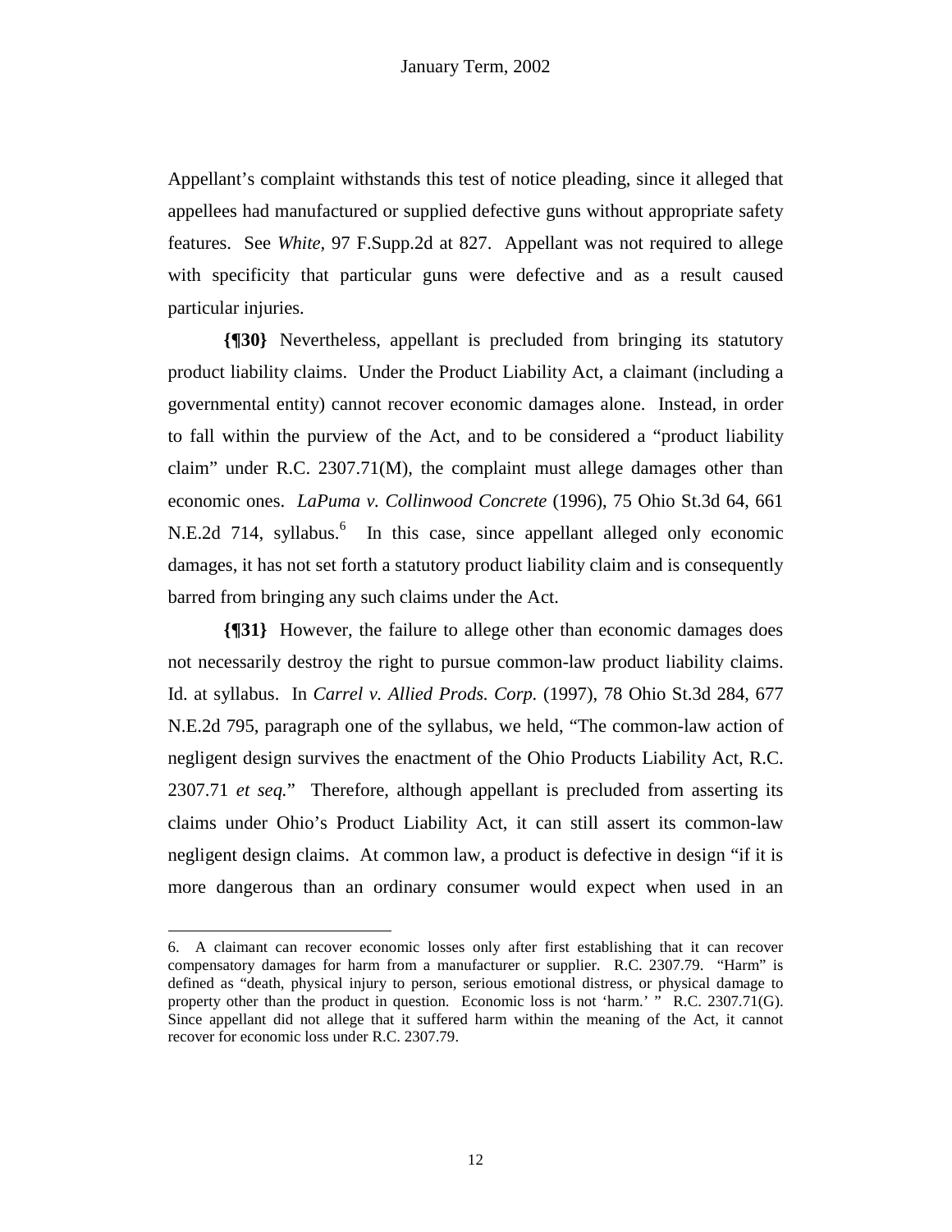Appellant's complaint withstands this test of notice pleading, since it alleged that appellees had manufactured or supplied defective guns without appropriate safety features. See *White*, 97 F.Supp.2d at 827. Appellant was not required to allege with specificity that particular guns were defective and as a result caused particular injuries.

**{¶30}** Nevertheless, appellant is precluded from bringing its statutory product liability claims. Under the Product Liability Act, a claimant (including a governmental entity) cannot recover economic damages alone. Instead, in order to fall within the purview of the Act, and to be considered a "product liability claim" under R.C. 2307.71(M), the complaint must allege damages other than economic ones. *LaPuma v. Collinwood Concrete* (1996), 75 Ohio St.3d 64, 661 N.E.2d 714, syllabus.[6] In this case, since appellant alleged only economic damages, it has not set forth a statutory product liability claim and is consequently barred from bringing any such claims under the Act.

**{¶31}** However, the failure to allege other than economic damages does not necessarily destroy the right to pursue common-law product liability claims. Id. at syllabus. In *Carrel v. Allied Prods. Corp.* (1997), 78 Ohio St.3d 284, 677 N.E.2d 795, paragraph one of the syllabus, we held, "The common-law action of negligent design survives the enactment of the Ohio Products Liability Act, R.C. 2307.71 *et seq.*" Therefore, although appellant is precluded from asserting its claims under Ohio's Product Liability Act, it can still assert its common-law negligent design claims. At common law, a product is defective in design "if it is more dangerous than an ordinary consumer would expect when used in an

---

6. A claimant can recover economic losses only after first establishing that it can recover compensatory damages for harm from a manufacturer or supplier. R.C. 2307.79. "Harm" is defined as "death, physical injury to person, serious emotional distress, or physical damage to property other than the product in question. Economic loss is not 'harm.' " R.C. 2307.71(G). Since appellant did not allege that it suffered harm within the meaning of the Act, it cannot recover for economic loss under R.C. 2307.79.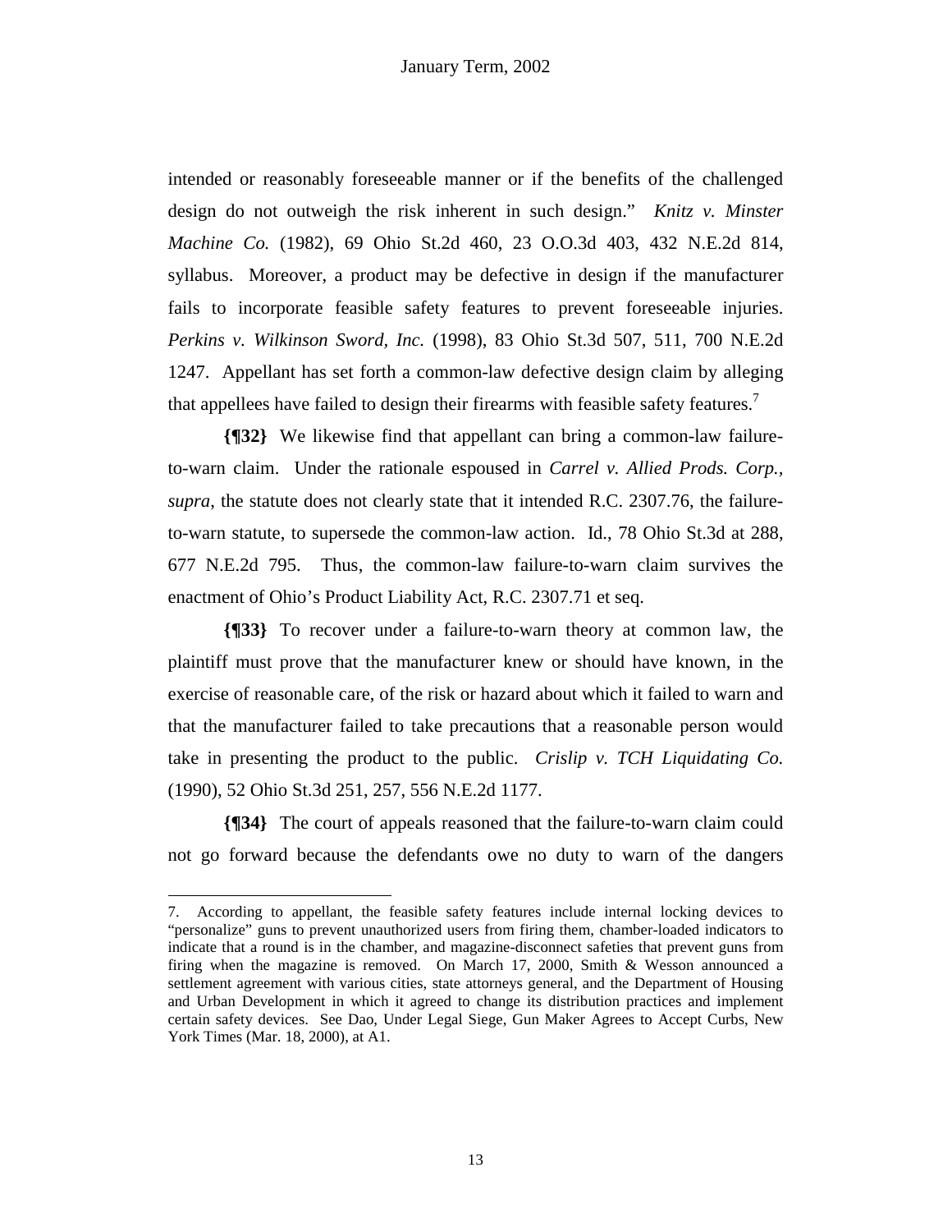intended or reasonably foreseeable manner or if the benefits of the challenged design do not outweigh the risk inherent in such design." *Knitz v. Minster Machine Co.* (1982), 69 Ohio St.2d 460, 23 O.O.3d 403, 432 N.E.2d 814, syllabus. Moreover, a product may be defective in design if the manufacturer fails to incorporate feasible safety features to prevent foreseeable injuries. *Perkins v. Wilkinson Sword, Inc.* (1998), 83 Ohio St.3d 507, 511, 700 N.E.2d 1247. Appellant has set forth a common-law defective design claim by alleging that appellees have failed to design their firearms with feasible safety features.[7]

**{¶32}** We likewise find that appellant can bring a common-law failure-to-warn claim. Under the rationale espoused in *Carrel v. Allied Prods. Corp., supra*, the statute does not clearly state that it intended R.C. 2307.76, the failure-to-warn statute, to supersede the common-law action. Id., 78 Ohio St.3d at 288, 677 N.E.2d 795. Thus, the common-law failure-to-warn claim survives the enactment of Ohio's Product Liability Act, R.C. 2307.71 et seq.

**{¶33}** To recover under a failure-to-warn theory at common law, the plaintiff must prove that the manufacturer knew or should have known, in the exercise of reasonable care, of the risk or hazard about which it failed to warn and that the manufacturer failed to take precautions that a reasonable person would take in presenting the product to the public. *Crislip v. TCH Liquidating Co.* (1990), 52 Ohio St.3d 251, 257, 556 N.E.2d 1177.

**{¶34}** The court of appeals reasoned that the failure-to-warn claim could not go forward because the defendants owe no duty to warn of the dangers

---

7. According to appellant, the feasible safety features include internal locking devices to "personalize" guns to prevent unauthorized users from firing them, chamber-loaded indicators to indicate that a round is in the chamber, and magazine-disconnect safeties that prevent guns from firing when the magazine is removed. On March 17, 2000, Smith & Wesson announced a settlement agreement with various cities, state attorneys general, and the Department of Housing and Urban Development in which it agreed to change its distribution practices and implement certain safety devices. See Dao, Under Legal Siege, Gun Maker Agrees to Accept Curbs, New York Times (Mar. 18, 2000), at A1.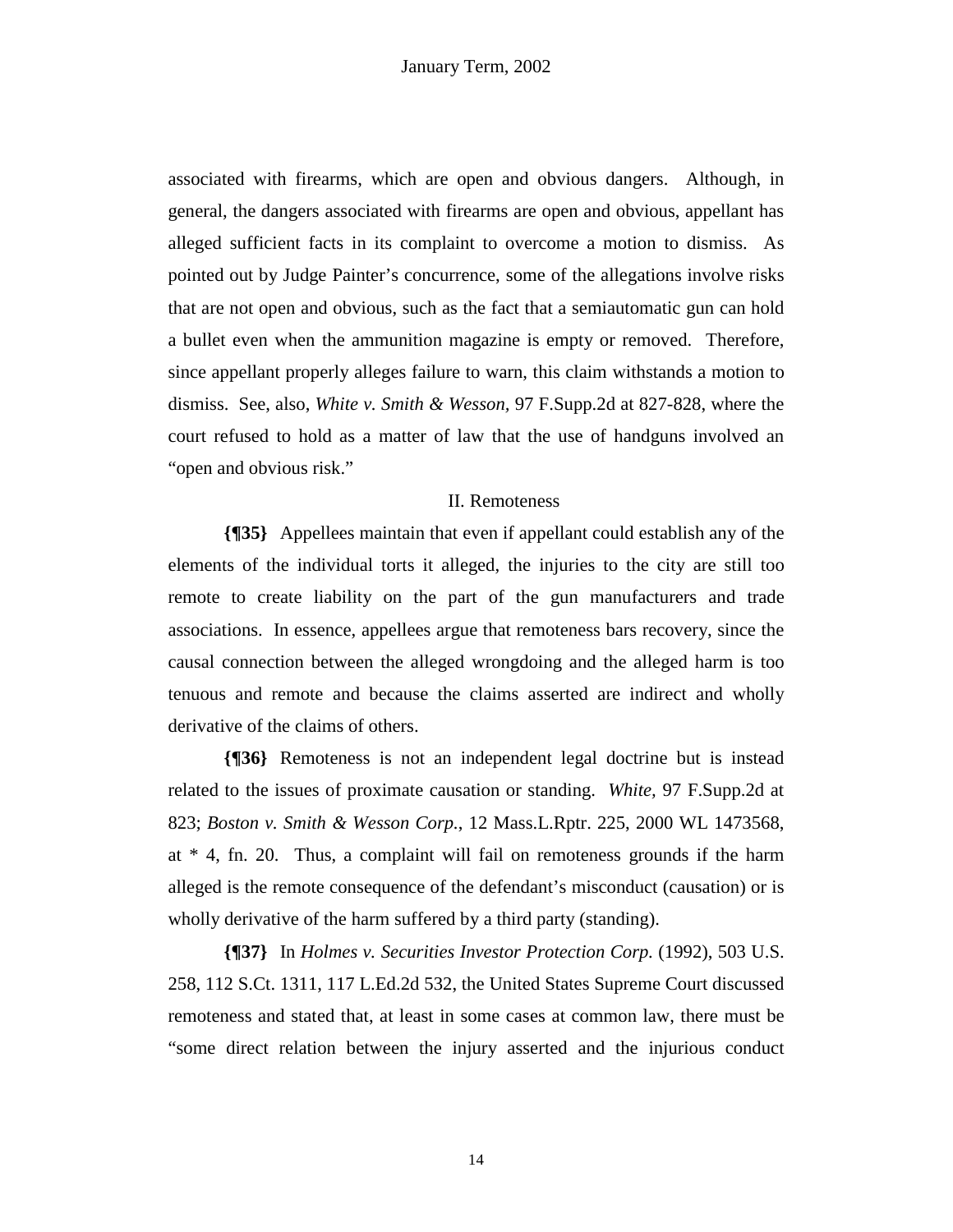associated with firearms, which are open and obvious dangers. Although, in general, the dangers associated with firearms are open and obvious, appellant has alleged sufficient facts in its complaint to overcome a motion to dismiss. As pointed out by Judge Painter's concurrence, some of the allegations involve risks that are not open and obvious, such as the fact that a semiautomatic gun can hold a bullet even when the ammunition magazine is empty or removed. Therefore, since appellant properly alleges failure to warn, this claim withstands a motion to dismiss. See, also, *White v. Smith & Wesson,* 97 F.Supp.2d at 827-828, where the court refused to hold as a matter of law that the use of handguns involved an "open and obvious risk."

## II. Remoteness

**{¶35}** Appellees maintain that even if appellant could establish any of the elements of the individual torts it alleged, the injuries to the city are still too remote to create liability on the part of the gun manufacturers and trade associations. In essence, appellees argue that remoteness bars recovery, since the causal connection between the alleged wrongdoing and the alleged harm is too tenuous and remote and because the claims asserted are indirect and wholly derivative of the claims of others.

**{¶36}** Remoteness is not an independent legal doctrine but is instead related to the issues of proximate causation or standing. *White,* 97 F.Supp.2d at 823; *Boston v. Smith & Wesson Corp.,* 12 Mass.L.Rptr. 225, 2000 WL 1473568, at * 4, fn. 20. Thus, a complaint will fail on remoteness grounds if the harm alleged is the remote consequence of the defendant's misconduct (causation) or is wholly derivative of the harm suffered by a third party (standing).

**{¶37}** In *Holmes v. Securities Investor Protection Corp.* (1992), 503 U.S. 258, 112 S.Ct. 1311, 117 L.Ed.2d 532, the United States Supreme Court discussed remoteness and stated that, at least in some cases at common law, there must be "some direct relation between the injury asserted and the injurious conduct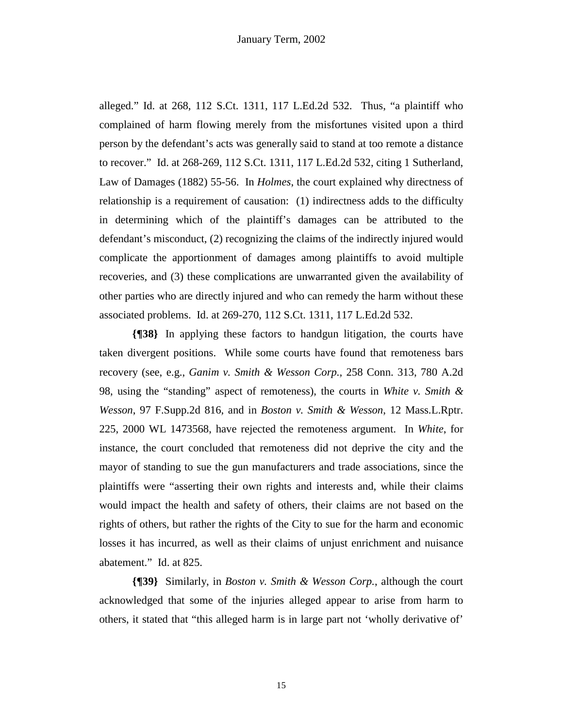alleged." Id. at 268, 112 S.Ct. 1311, 117 L.Ed.2d 532. Thus, "a plaintiff who complained of harm flowing merely from the misfortunes visited upon a third person by the defendant's acts was generally said to stand at too remote a distance to recover." Id. at 268-269, 112 S.Ct. 1311, 117 L.Ed.2d 532, citing 1 Sutherland, Law of Damages (1882) 55-56. In *Holmes*, the court explained why directness of relationship is a requirement of causation: (1) indirectness adds to the difficulty in determining which of the plaintiff's damages can be attributed to the defendant's misconduct, (2) recognizing the claims of the indirectly injured would complicate the apportionment of damages among plaintiffs to avoid multiple recoveries, and (3) these complications are unwarranted given the availability of other parties who are directly injured and who can remedy the harm without these associated problems. Id. at 269-270, 112 S.Ct. 1311, 117 L.Ed.2d 532.

**{¶38}** In applying these factors to handgun litigation, the courts have taken divergent positions. While some courts have found that remoteness bars recovery (see, e.g., *Ganim v. Smith & Wesson Corp.*, 258 Conn. 313, 780 A.2d 98, using the "standing" aspect of remoteness), the courts in *White v. Smith & Wesson*, 97 F.Supp.2d 816, and in *Boston v. Smith & Wesson*, 12 Mass.L.Rptr. 225, 2000 WL 1473568, have rejected the remoteness argument. In *White*, for instance, the court concluded that remoteness did not deprive the city and the mayor of standing to sue the gun manufacturers and trade associations, since the plaintiffs were "asserting their own rights and interests and, while their claims would impact the health and safety of others, their claims are not based on the rights of others, but rather the rights of the City to sue for the harm and economic losses it has incurred, as well as their claims of unjust enrichment and nuisance abatement." Id. at 825.

**{¶39}** Similarly, in *Boston v. Smith & Wesson Corp.*, although the court acknowledged that some of the injuries alleged appear to arise from harm to others, it stated that "this alleged harm is in large part not 'wholly derivative of'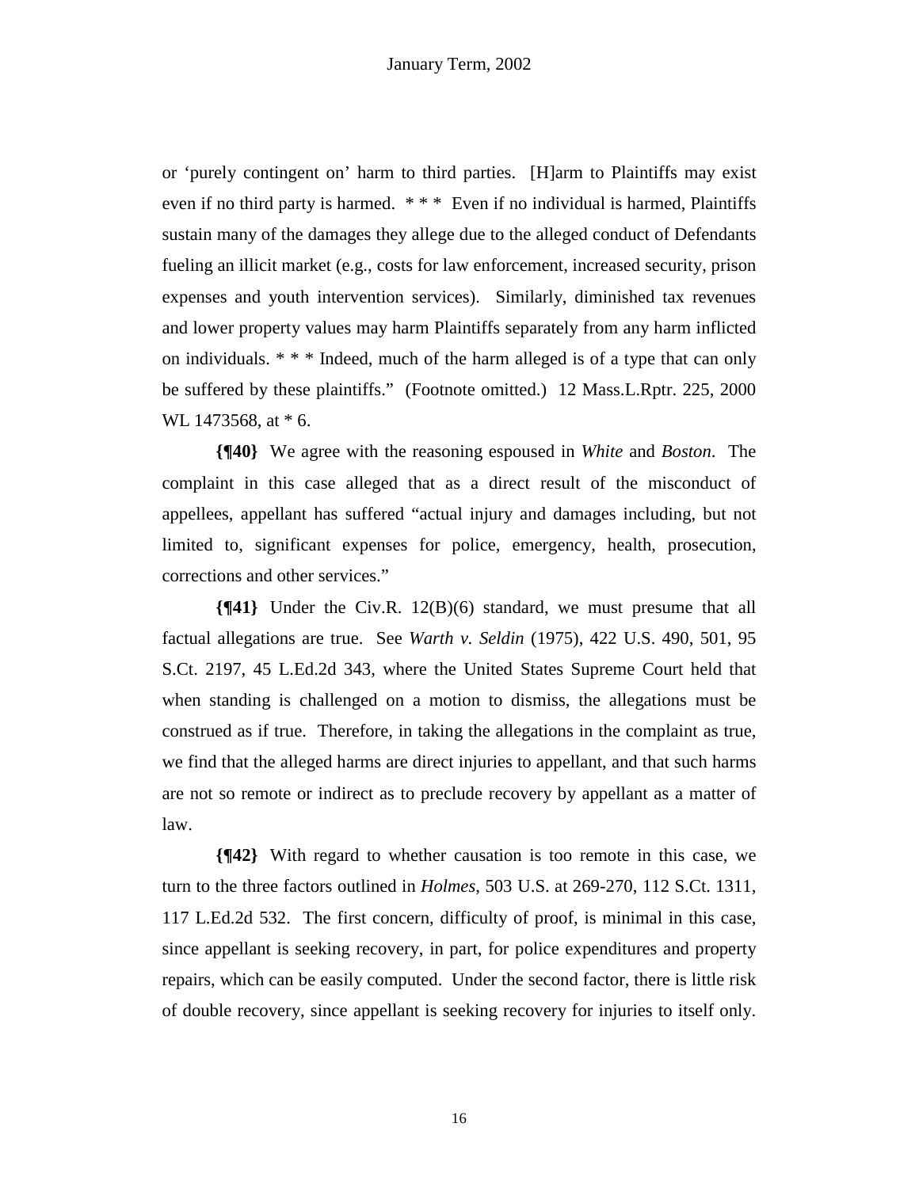or 'purely contingent on' harm to third parties. [H]arm to Plaintiffs may exist even if no third party is harmed. * * * Even if no individual is harmed, Plaintiffs sustain many of the damages they allege due to the alleged conduct of Defendants fueling an illicit market (e.g., costs for law enforcement, increased security, prison expenses and youth intervention services). Similarly, diminished tax revenues and lower property values may harm Plaintiffs separately from any harm inflicted on individuals. * * * Indeed, much of the harm alleged is of a type that can only be suffered by these plaintiffs." (Footnote omitted.) 12 Mass.L.Rptr. 225, 2000 WL 1473568, at * 6.

**{¶40}** We agree with the reasoning espoused in *White* and *Boston*. The complaint in this case alleged that as a direct result of the misconduct of appellees, appellant has suffered "actual injury and damages including, but not limited to, significant expenses for police, emergency, health, prosecution, corrections and other services."

**{¶41}** Under the Civ.R. 12(B)(6) standard, we must presume that all factual allegations are true. See *Warth v. Seldin* (1975), 422 U.S. 490, 501, 95 S.Ct. 2197, 45 L.Ed.2d 343, where the United States Supreme Court held that when standing is challenged on a motion to dismiss, the allegations must be construed as if true. Therefore, in taking the allegations in the complaint as true, we find that the alleged harms are direct injuries to appellant, and that such harms are not so remote or indirect as to preclude recovery by appellant as a matter of law.

**{¶42}** With regard to whether causation is too remote in this case, we turn to the three factors outlined in *Holmes*, 503 U.S. at 269-270, 112 S.Ct. 1311, 117 L.Ed.2d 532. The first concern, difficulty of proof, is minimal in this case, since appellant is seeking recovery, in part, for police expenditures and property repairs, which can be easily computed. Under the second factor, there is little risk of double recovery, since appellant is seeking recovery for injuries to itself only.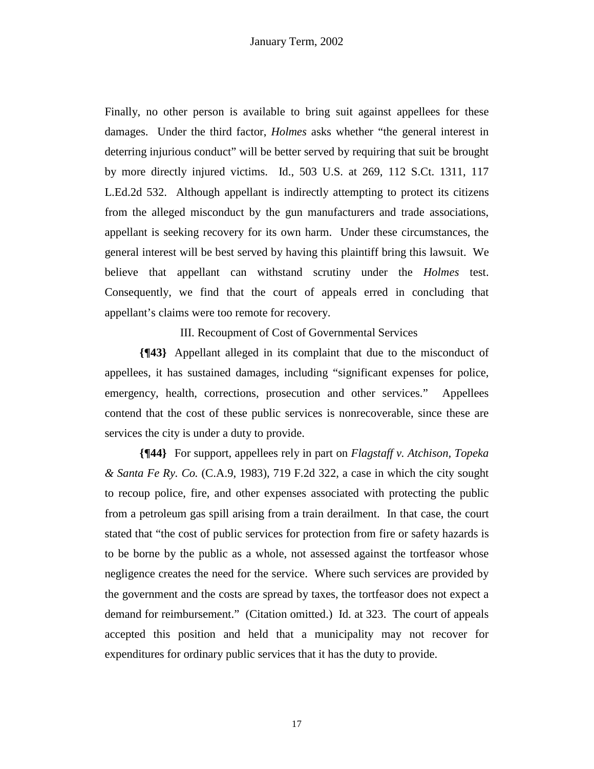Finally, no other person is available to bring suit against appellees for these damages. Under the third factor, *Holmes* asks whether "the general interest in deterring injurious conduct" will be better served by requiring that suit be brought by more directly injured victims. Id., 503 U.S. at 269, 112 S.Ct. 1311, 117 L.Ed.2d 532. Although appellant is indirectly attempting to protect its citizens from the alleged misconduct by the gun manufacturers and trade associations, appellant is seeking recovery for its own harm. Under these circumstances, the general interest will be best served by having this plaintiff bring this lawsuit. We believe that appellant can withstand scrutiny under the *Holmes* test. Consequently, we find that the court of appeals erred in concluding that appellant's claims were too remote for recovery.

III. Recoupment of Cost of Governmental Services

**{¶43}** Appellant alleged in its complaint that due to the misconduct of appellees, it has sustained damages, including "significant expenses for police, emergency, health, corrections, prosecution and other services." Appellees contend that the cost of these public services is nonrecoverable, since these are services the city is under a duty to provide.

**{¶44}** For support, appellees rely in part on *Flagstaff v. Atchison, Topeka & Santa Fe Ry. Co.* (C.A.9, 1983), 719 F.2d 322, a case in which the city sought to recoup police, fire, and other expenses associated with protecting the public from a petroleum gas spill arising from a train derailment. In that case, the court stated that "the cost of public services for protection from fire or safety hazards is to be borne by the public as a whole, not assessed against the tortfeasor whose negligence creates the need for the service. Where such services are provided by the government and the costs are spread by taxes, the tortfeasor does not expect a demand for reimbursement." (Citation omitted.) Id. at 323. The court of appeals accepted this position and held that a municipality may not recover for expenditures for ordinary public services that it has the duty to provide.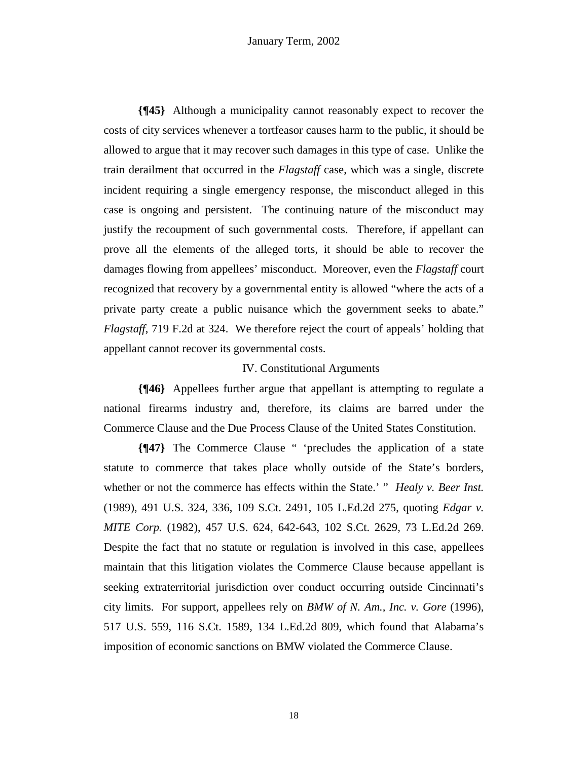**{¶45}** Although a municipality cannot reasonably expect to recover the costs of city services whenever a tortfeasor causes harm to the public, it should be allowed to argue that it may recover such damages in this type of case. Unlike the train derailment that occurred in the *Flagstaff* case, which was a single, discrete incident requiring a single emergency response, the misconduct alleged in this case is ongoing and persistent. The continuing nature of the misconduct may justify the recoupment of such governmental costs. Therefore, if appellant can prove all the elements of the alleged torts, it should be able to recover the damages flowing from appellees' misconduct. Moreover, even the *Flagstaff* court recognized that recovery by a governmental entity is allowed "where the acts of a private party create a public nuisance which the government seeks to abate." *Flagstaff*, 719 F.2d at 324. We therefore reject the court of appeals' holding that appellant cannot recover its governmental costs.

## IV. Constitutional Arguments

**{¶46}** Appellees further argue that appellant is attempting to regulate a national firearms industry and, therefore, its claims are barred under the Commerce Clause and the Due Process Clause of the United States Constitution.

**{¶47}** The Commerce Clause " 'precludes the application of a state statute to commerce that takes place wholly outside of the State's borders, whether or not the commerce has effects within the State.' " *Healy v. Beer Inst.* (1989), 491 U.S. 324, 336, 109 S.Ct. 2491, 105 L.Ed.2d 275, quoting *Edgar v. MITE Corp.* (1982), 457 U.S. 624, 642-643, 102 S.Ct. 2629, 73 L.Ed.2d 269. Despite the fact that no statute or regulation is involved in this case, appellees maintain that this litigation violates the Commerce Clause because appellant is seeking extraterritorial jurisdiction over conduct occurring outside Cincinnati's city limits. For support, appellees rely on *BMW of N. Am., Inc. v. Gore* (1996), 517 U.S. 559, 116 S.Ct. 1589, 134 L.Ed.2d 809, which found that Alabama's imposition of economic sanctions on BMW violated the Commerce Clause.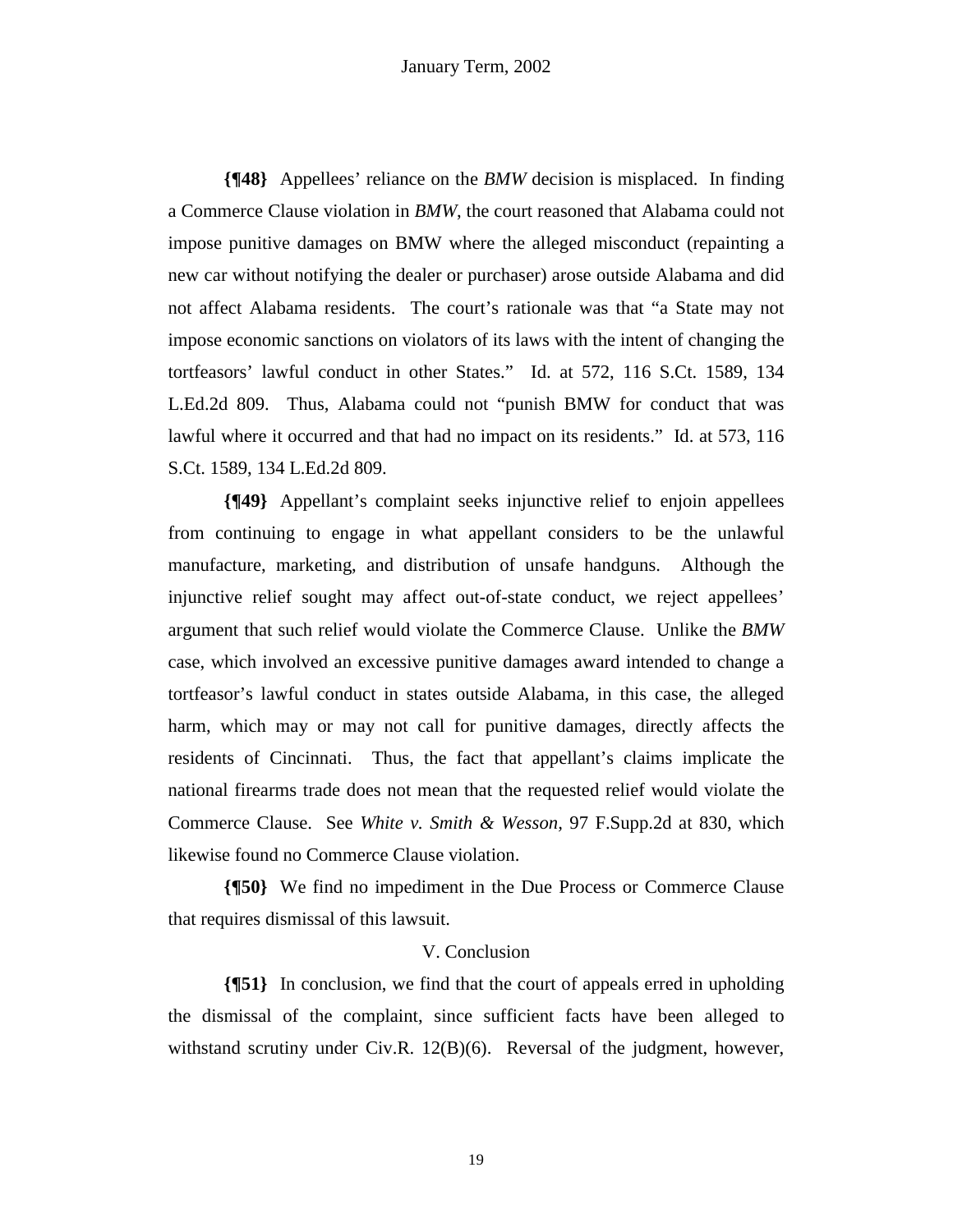**{¶48}** Appellees' reliance on the *BMW* decision is misplaced. In finding a Commerce Clause violation in *BMW*, the court reasoned that Alabama could not impose punitive damages on BMW where the alleged misconduct (repainting a new car without notifying the dealer or purchaser) arose outside Alabama and did not affect Alabama residents. The court's rationale was that "a State may not impose economic sanctions on violators of its laws with the intent of changing the tortfeasors' lawful conduct in other States." Id. at 572, 116 S.Ct. 1589, 134 L.Ed.2d 809. Thus, Alabama could not "punish BMW for conduct that was lawful where it occurred and that had no impact on its residents." Id. at 573, 116 S.Ct. 1589, 134 L.Ed.2d 809.

**{¶49}** Appellant's complaint seeks injunctive relief to enjoin appellees from continuing to engage in what appellant considers to be the unlawful manufacture, marketing, and distribution of unsafe handguns. Although the injunctive relief sought may affect out-of-state conduct, we reject appellees' argument that such relief would violate the Commerce Clause. Unlike the *BMW* case, which involved an excessive punitive damages award intended to change a tortfeasor's lawful conduct in states outside Alabama, in this case, the alleged harm, which may or may not call for punitive damages, directly affects the residents of Cincinnati. Thus, the fact that appellant's claims implicate the national firearms trade does not mean that the requested relief would violate the Commerce Clause. See *White v. Smith & Wesson*, 97 F.Supp.2d at 830, which likewise found no Commerce Clause violation.

**{¶50}** We find no impediment in the Due Process or Commerce Clause that requires dismissal of this lawsuit.

## V. Conclusion

**{¶51}** In conclusion, we find that the court of appeals erred in upholding the dismissal of the complaint, since sufficient facts have been alleged to withstand scrutiny under Civ.R. 12(B)(6). Reversal of the judgment, however,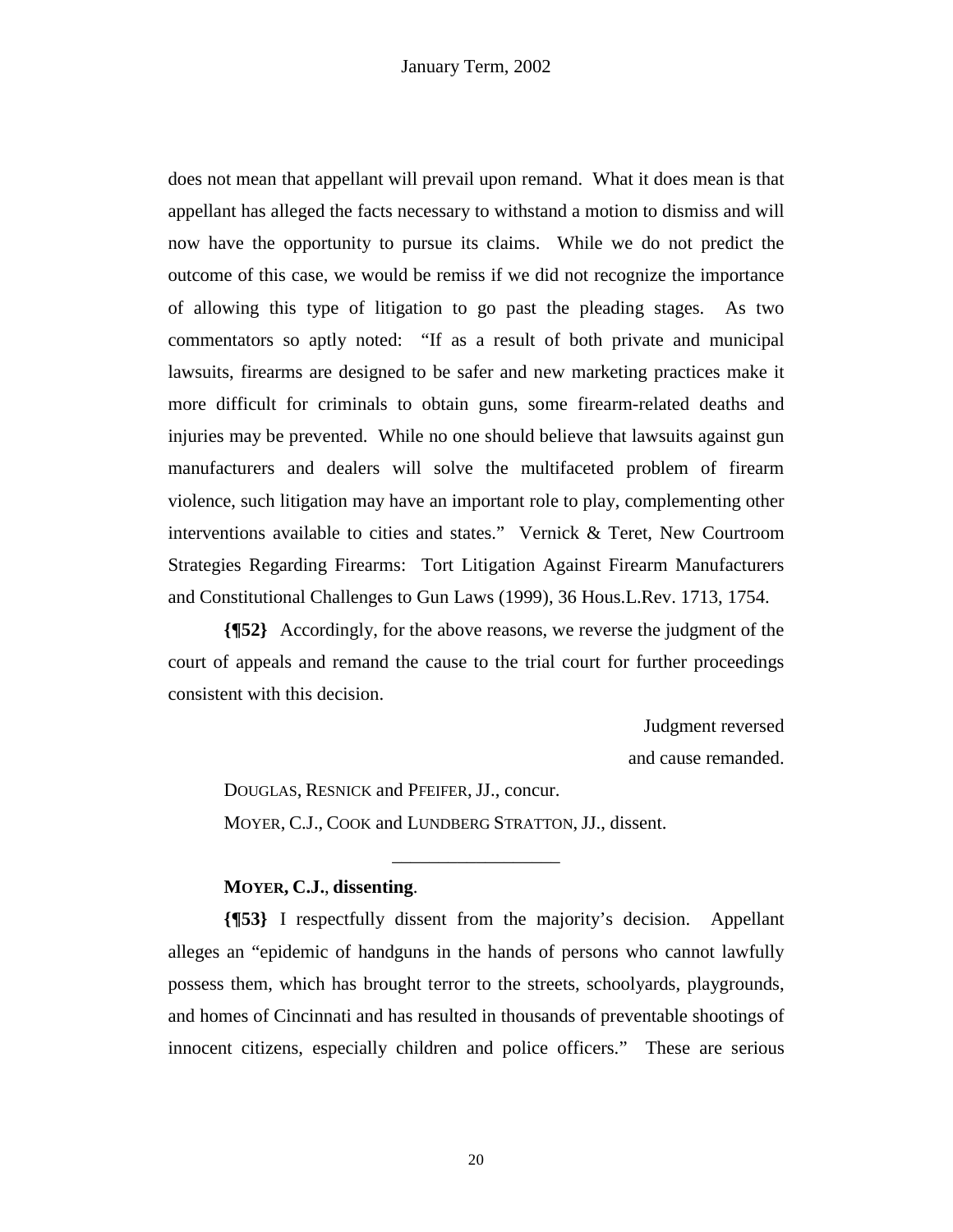does not mean that appellant will prevail upon remand. What it does mean is that appellant has alleged the facts necessary to withstand a motion to dismiss and will now have the opportunity to pursue its claims. While we do not predict the outcome of this case, we would be remiss if we did not recognize the importance of allowing this type of litigation to go past the pleading stages. As two commentators so aptly noted: "If as a result of both private and municipal lawsuits, firearms are designed to be safer and new marketing practices make it more difficult for criminals to obtain guns, some firearm-related deaths and injuries may be prevented. While no one should believe that lawsuits against gun manufacturers and dealers will solve the multifaceted problem of firearm violence, such litigation may have an important role to play, complementing other interventions available to cities and states." Vernick & Teret, New Courtroom Strategies Regarding Firearms: Tort Litigation Against Firearm Manufacturers and Constitutional Challenges to Gun Laws (1999), 36 Hous.L.Rev. 1713, 1754.

**{¶52}** Accordingly, for the above reasons, we reverse the judgment of the court of appeals and remand the cause to the trial court for further proceedings consistent with this decision.

Judgment reversed
and cause remanded.

DOUGLAS, RESNICK and PFEIFER, JJ., concur.

MOYER, C.J., COOK and LUNDBERG STRATTON, JJ., dissent.

---

**MOYER, C.J., dissenting.**

**{¶53}** I respectfully dissent from the majority's decision. Appellant alleges an "epidemic of handguns in the hands of persons who cannot lawfully possess them, which has brought terror to the streets, schoolyards, playgrounds, and homes of Cincinnati and has resulted in thousands of preventable shootings of innocent citizens, especially children and police officers." These are serious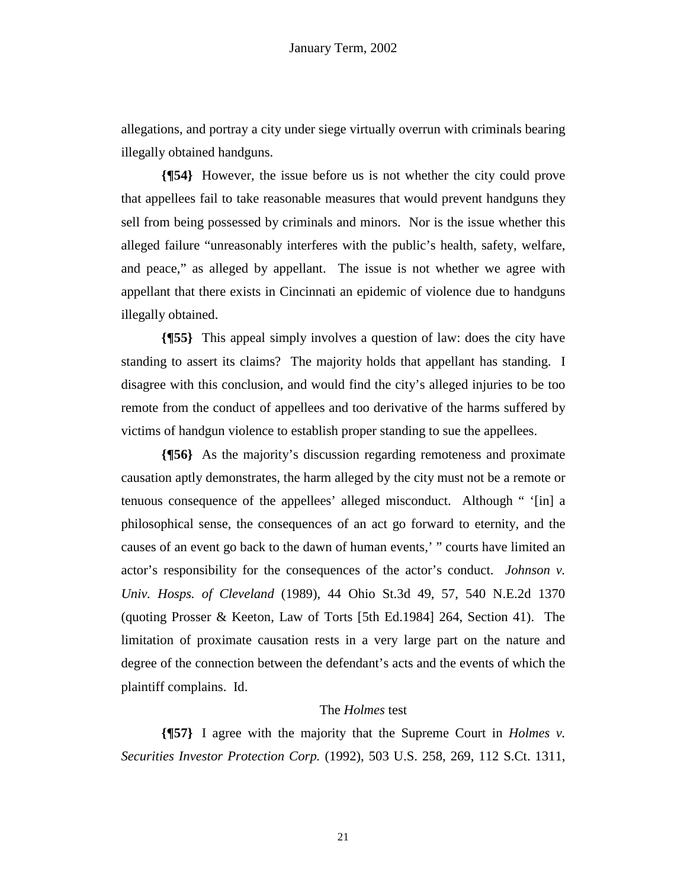allegations, and portray a city under siege virtually overrun with criminals bearing illegally obtained handguns.

**{¶54}** However, the issue before us is not whether the city could prove that appellees fail to take reasonable measures that would prevent handguns they sell from being possessed by criminals and minors. Nor is the issue whether this alleged failure "unreasonably interferes with the public's health, safety, welfare, and peace," as alleged by appellant. The issue is not whether we agree with appellant that there exists in Cincinnati an epidemic of violence due to handguns illegally obtained.

**{¶55}** This appeal simply involves a question of law: does the city have standing to assert its claims? The majority holds that appellant has standing. I disagree with this conclusion, and would find the city's alleged injuries to be too remote from the conduct of appellees and too derivative of the harms suffered by victims of handgun violence to establish proper standing to sue the appellees.

**{¶56}** As the majority's discussion regarding remoteness and proximate causation aptly demonstrates, the harm alleged by the city must not be a remote or tenuous consequence of the appellees' alleged misconduct. Although " '[in] a philosophical sense, the consequences of an act go forward to eternity, and the causes of an event go back to the dawn of human events,' " courts have limited an actor's responsibility for the consequences of the actor's conduct. *Johnson v. Univ. Hosps. of Cleveland* (1989), 44 Ohio St.3d 49, 57, 540 N.E.2d 1370 (quoting Prosser & Keeton, Law of Torts [5th Ed.1984] 264, Section 41). The limitation of proximate causation rests in a very large part on the nature and degree of the connection between the defendant's acts and the events of which the plaintiff complains. Id.

The *Holmes* test

**{¶57}** I agree with the majority that the Supreme Court in *Holmes v. Securities Investor Protection Corp.* (1992), 503 U.S. 258, 269, 112 S.Ct. 1311,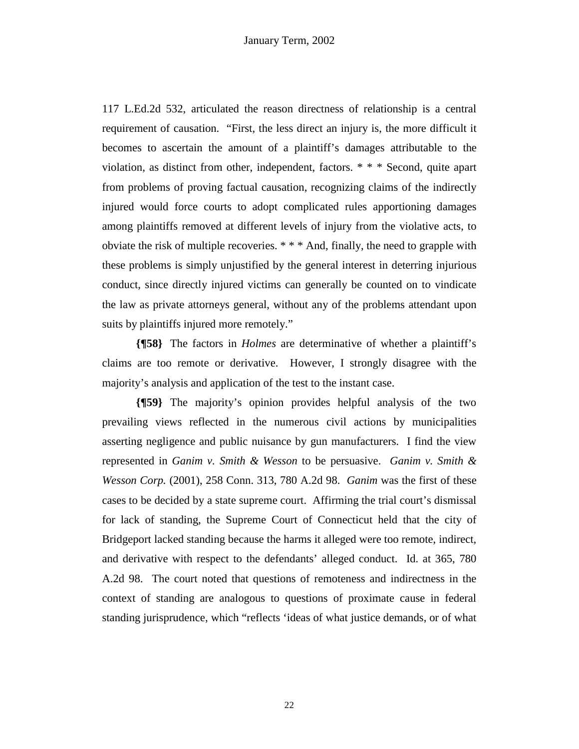117 L.Ed.2d 532, articulated the reason directness of relationship is a central requirement of causation. "First, the less direct an injury is, the more difficult it becomes to ascertain the amount of a plaintiff's damages attributable to the violation, as distinct from other, independent, factors. * * * Second, quite apart from problems of proving factual causation, recognizing claims of the indirectly injured would force courts to adopt complicated rules apportioning damages among plaintiffs removed at different levels of injury from the violative acts, to obviate the risk of multiple recoveries. * * * And, finally, the need to grapple with these problems is simply unjustified by the general interest in deterring injurious conduct, since directly injured victims can generally be counted on to vindicate the law as private attorneys general, without any of the problems attendant upon suits by plaintiffs injured more remotely."

**{¶58}** The factors in *Holmes* are determinative of whether a plaintiff's claims are too remote or derivative. However, I strongly disagree with the majority's analysis and application of the test to the instant case.

**{¶59}** The majority's opinion provides helpful analysis of the two prevailing views reflected in the numerous civil actions by municipalities asserting negligence and public nuisance by gun manufacturers. I find the view represented in *Ganim v. Smith & Wesson* to be persuasive. *Ganim v. Smith & Wesson Corp.* (2001), 258 Conn. 313, 780 A.2d 98. *Ganim* was the first of these cases to be decided by a state supreme court. Affirming the trial court's dismissal for lack of standing, the Supreme Court of Connecticut held that the city of Bridgeport lacked standing because the harms it alleged were too remote, indirect, and derivative with respect to the defendants' alleged conduct. Id. at 365, 780 A.2d 98. The court noted that questions of remoteness and indirectness in the context of standing are analogous to questions of proximate cause in federal standing jurisprudence, which "reflects 'ideas of what justice demands, or of what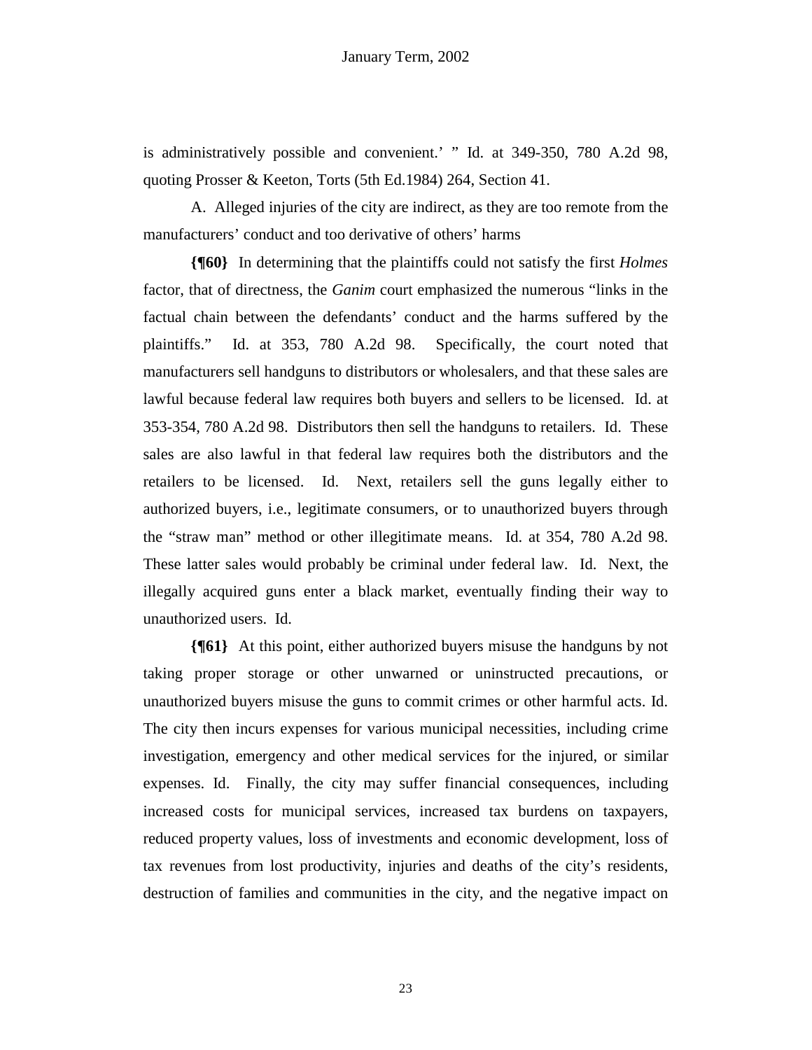is administratively possible and convenient.' " Id. at 349-350, 780 A.2d 98, quoting Prosser & Keeton, Torts (5th Ed.1984) 264, Section 41.

A. Alleged injuries of the city are indirect, as they are too remote from the manufacturers' conduct and too derivative of others' harms

**{¶60}** In determining that the plaintiffs could not satisfy the first *Holmes* factor, that of directness, the *Ganim* court emphasized the numerous "links in the factual chain between the defendants' conduct and the harms suffered by the plaintiffs." Id. at 353, 780 A.2d 98. Specifically, the court noted that manufacturers sell handguns to distributors or wholesalers, and that these sales are lawful because federal law requires both buyers and sellers to be licensed. Id. at 353-354, 780 A.2d 98. Distributors then sell the handguns to retailers. Id. These sales are also lawful in that federal law requires both the distributors and the retailers to be licensed. Id. Next, retailers sell the guns legally either to authorized buyers, i.e., legitimate consumers, or to unauthorized buyers through the "straw man" method or other illegitimate means. Id. at 354, 780 A.2d 98. These latter sales would probably be criminal under federal law. Id. Next, the illegally acquired guns enter a black market, eventually finding their way to unauthorized users. Id.

**{¶61}** At this point, either authorized buyers misuse the handguns by not taking proper storage or other unwarned or uninstructed precautions, or unauthorized buyers misuse the guns to commit crimes or other harmful acts. Id. The city then incurs expenses for various municipal necessities, including crime investigation, emergency and other medical services for the injured, or similar expenses. Id. Finally, the city may suffer financial consequences, including increased costs for municipal services, increased tax burdens on taxpayers, reduced property values, loss of investments and economic development, loss of tax revenues from lost productivity, injuries and deaths of the city's residents, destruction of families and communities in the city, and the negative impact on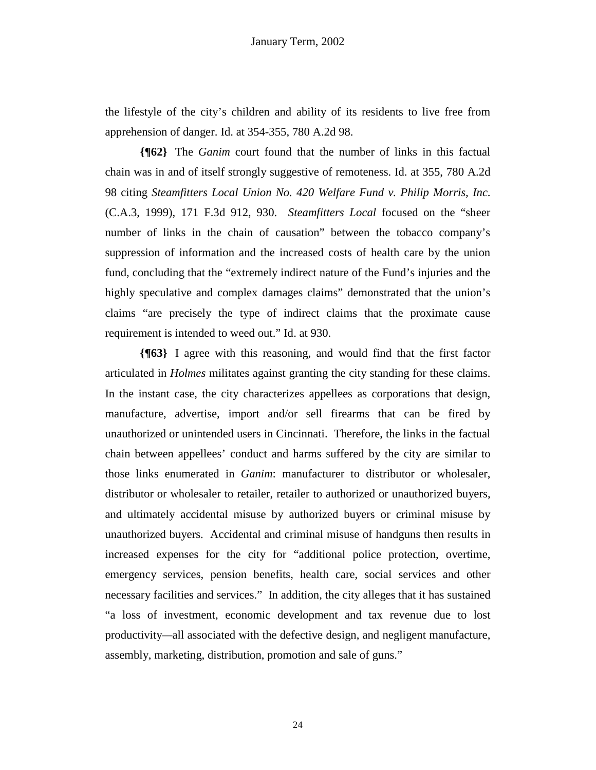the lifestyle of the city's children and ability of its residents to live free from apprehension of danger. Id. at 354-355, 780 A.2d 98.

**{¶62}** The *Ganim* court found that the number of links in this factual chain was in and of itself strongly suggestive of remoteness. Id. at 355, 780 A.2d 98 citing *Steamfitters Local Union No. 420 Welfare Fund v. Philip Morris, Inc.* (C.A.3, 1999), 171 F.3d 912, 930. *Steamfitters Local* focused on the "sheer number of links in the chain of causation" between the tobacco company's suppression of information and the increased costs of health care by the union fund, concluding that the "extremely indirect nature of the Fund's injuries and the highly speculative and complex damages claims" demonstrated that the union's claims "are precisely the type of indirect claims that the proximate cause requirement is intended to weed out." Id. at 930.

**{¶63}** I agree with this reasoning, and would find that the first factor articulated in *Holmes* militates against granting the city standing for these claims. In the instant case, the city characterizes appellees as corporations that design, manufacture, advertise, import and/or sell firearms that can be fired by unauthorized or unintended users in Cincinnati. Therefore, the links in the factual chain between appellees' conduct and harms suffered by the city are similar to those links enumerated in *Ganim*: manufacturer to distributor or wholesaler, distributor or wholesaler to retailer, retailer to authorized or unauthorized buyers, and ultimately accidental misuse by authorized buyers or criminal misuse by unauthorized buyers. Accidental and criminal misuse of handguns then results in increased expenses for the city for "additional police protection, overtime, emergency services, pension benefits, health care, social services and other necessary facilities and services." In addition, the city alleges that it has sustained "a loss of investment, economic development and tax revenue due to lost productivity—all associated with the defective design, and negligent manufacture, assembly, marketing, distribution, promotion and sale of guns."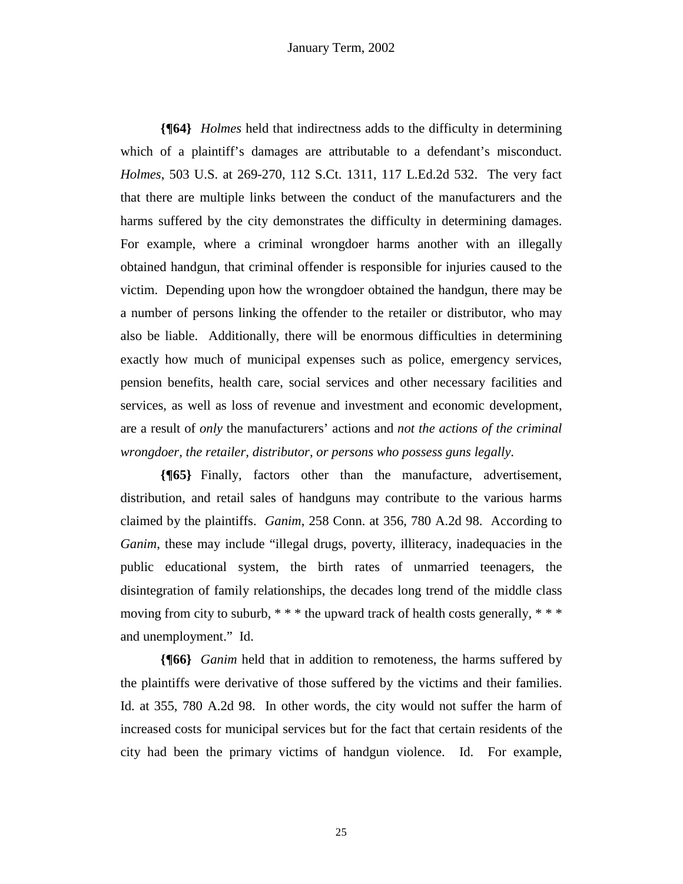**{¶64}** *Holmes* held that indirectness adds to the difficulty in determining which of a plaintiff's damages are attributable to a defendant's misconduct. *Holmes*, 503 U.S. at 269-270, 112 S.Ct. 1311, 117 L.Ed.2d 532. The very fact that there are multiple links between the conduct of the manufacturers and the harms suffered by the city demonstrates the difficulty in determining damages. For example, where a criminal wrongdoer harms another with an illegally obtained handgun, that criminal offender is responsible for injuries caused to the victim. Depending upon how the wrongdoer obtained the handgun, there may be a number of persons linking the offender to the retailer or distributor, who may also be liable. Additionally, there will be enormous difficulties in determining exactly how much of municipal expenses such as police, emergency services, pension benefits, health care, social services and other necessary facilities and services, as well as loss of revenue and investment and economic development, are a result of *only* the manufacturers' actions and *not the actions of the criminal wrongdoer, the retailer, distributor, or persons who possess guns legally*.

**{¶65}** Finally, factors other than the manufacture, advertisement, distribution, and retail sales of handguns may contribute to the various harms claimed by the plaintiffs. *Ganim*, 258 Conn. at 356, 780 A.2d 98. According to *Ganim*, these may include "illegal drugs, poverty, illiteracy, inadequacies in the public educational system, the birth rates of unmarried teenagers, the disintegration of family relationships, the decades long trend of the middle class moving from city to suburb, * * * the upward track of health costs generally, * * * and unemployment." Id.

**{¶66}** *Ganim* held that in addition to remoteness, the harms suffered by the plaintiffs were derivative of those suffered by the victims and their families. Id. at 355, 780 A.2d 98. In other words, the city would not suffer the harm of increased costs for municipal services but for the fact that certain residents of the city had been the primary victims of handgun violence. Id. For example,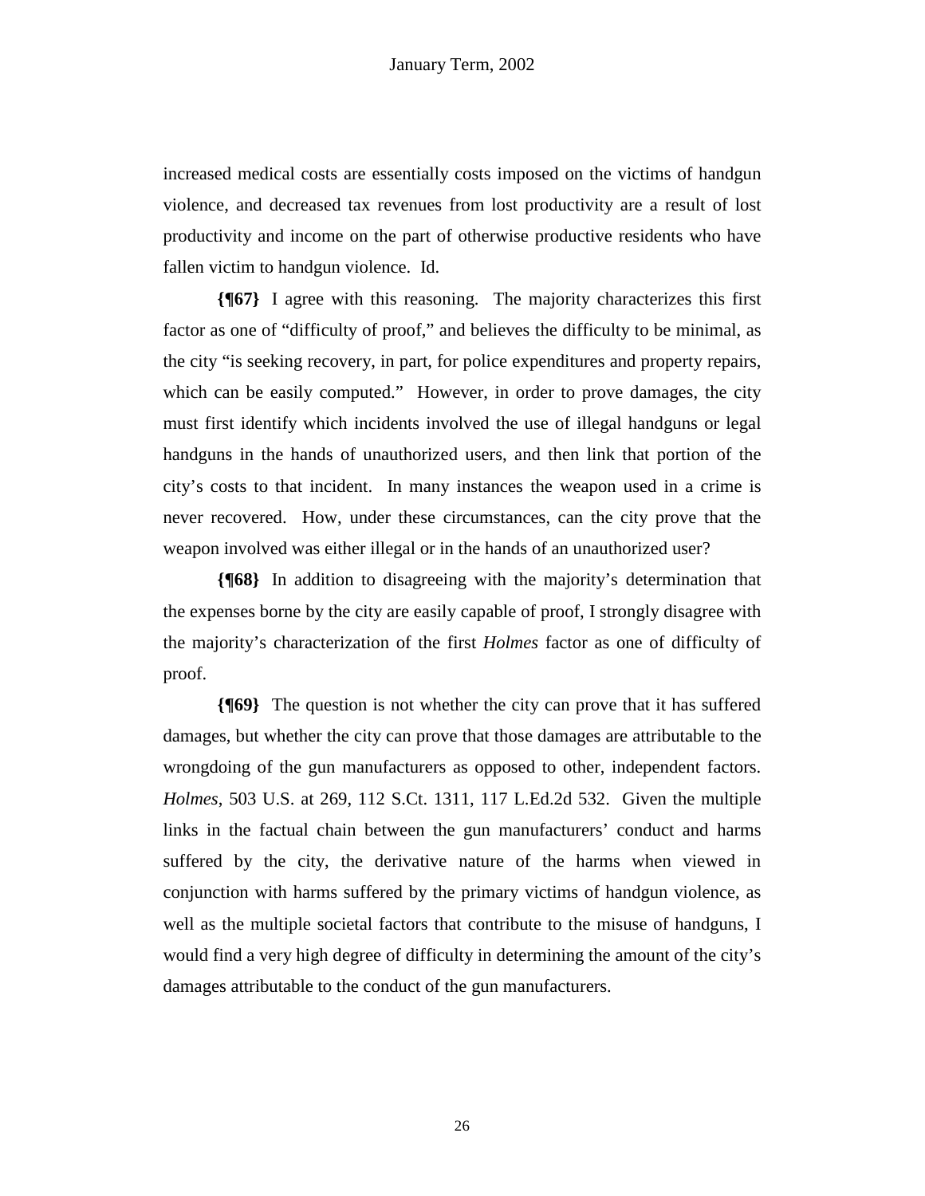increased medical costs are essentially costs imposed on the victims of handgun violence, and decreased tax revenues from lost productivity are a result of lost productivity and income on the part of otherwise productive residents who have fallen victim to handgun violence. Id.

**{¶67}** I agree with this reasoning. The majority characterizes this first factor as one of "difficulty of proof," and believes the difficulty to be minimal, as the city "is seeking recovery, in part, for police expenditures and property repairs, which can be easily computed." However, in order to prove damages, the city must first identify which incidents involved the use of illegal handguns or legal handguns in the hands of unauthorized users, and then link that portion of the city's costs to that incident. In many instances the weapon used in a crime is never recovered. How, under these circumstances, can the city prove that the weapon involved was either illegal or in the hands of an unauthorized user?

**{¶68}** In addition to disagreeing with the majority's determination that the expenses borne by the city are easily capable of proof, I strongly disagree with the majority's characterization of the first *Holmes* factor as one of difficulty of proof.

**{¶69}** The question is not whether the city can prove that it has suffered damages, but whether the city can prove that those damages are attributable to the wrongdoing of the gun manufacturers as opposed to other, independent factors. *Holmes*, 503 U.S. at 269, 112 S.Ct. 1311, 117 L.Ed.2d 532. Given the multiple links in the factual chain between the gun manufacturers' conduct and harms suffered by the city, the derivative nature of the harms when viewed in conjunction with harms suffered by the primary victims of handgun violence, as well as the multiple societal factors that contribute to the misuse of handguns, I would find a very high degree of difficulty in determining the amount of the city's damages attributable to the conduct of the gun manufacturers.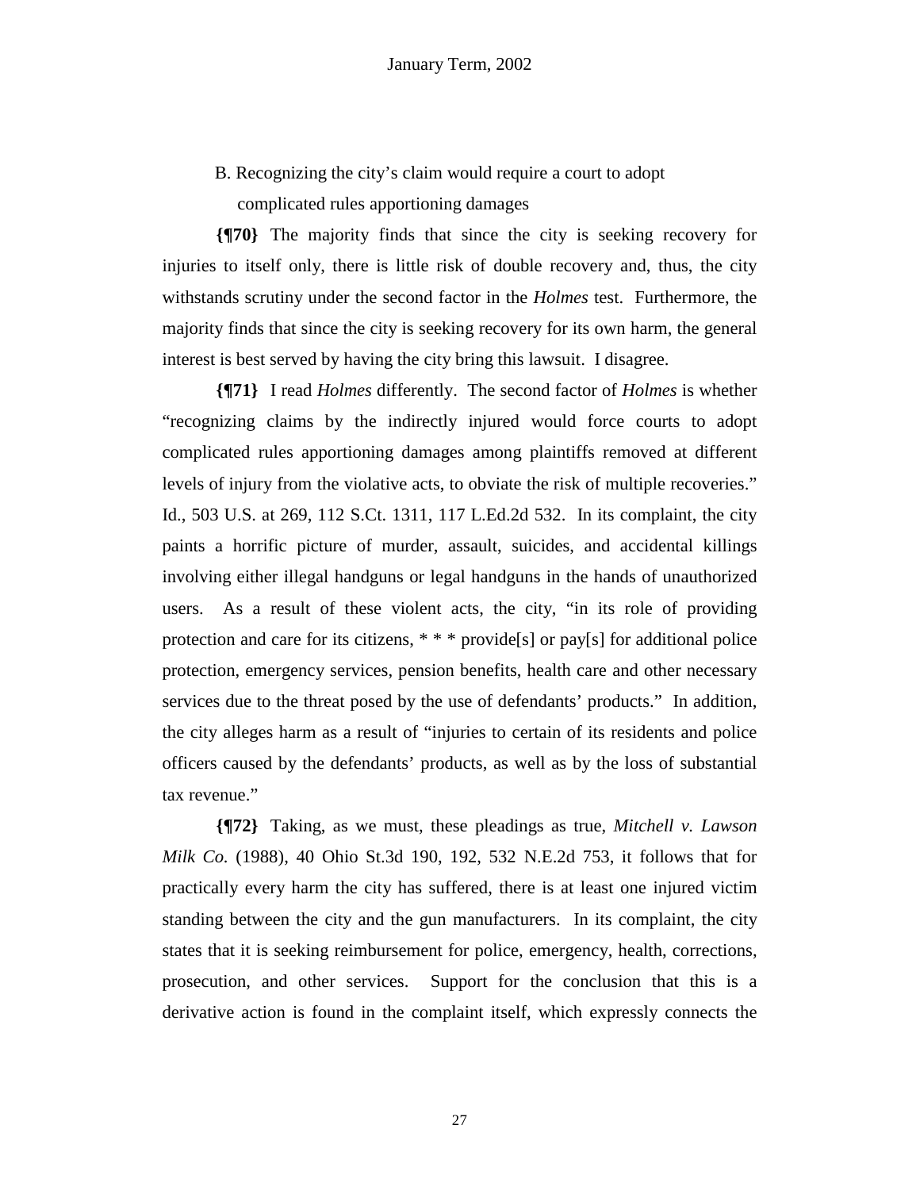B. Recognizing the city's claim would require a court to adopt complicated rules apportioning damages

**{¶70}** The majority finds that since the city is seeking recovery for injuries to itself only, there is little risk of double recovery and, thus, the city withstands scrutiny under the second factor in the *Holmes* test. Furthermore, the majority finds that since the city is seeking recovery for its own harm, the general interest is best served by having the city bring this lawsuit. I disagree.

**{¶71}** I read *Holmes* differently. The second factor of *Holmes* is whether "recognizing claims by the indirectly injured would force courts to adopt complicated rules apportioning damages among plaintiffs removed at different levels of injury from the violative acts, to obviate the risk of multiple recoveries." Id., 503 U.S. at 269, 112 S.Ct. 1311, 117 L.Ed.2d 532. In its complaint, the city paints a horrific picture of murder, assault, suicides, and accidental killings involving either illegal handguns or legal handguns in the hands of unauthorized users. As a result of these violent acts, the city, "in its role of providing protection and care for its citizens, * * * provide[s] or pay[s] for additional police protection, emergency services, pension benefits, health care and other necessary services due to the threat posed by the use of defendants' products." In addition, the city alleges harm as a result of "injuries to certain of its residents and police officers caused by the defendants' products, as well as by the loss of substantial tax revenue."

**{¶72}** Taking, as we must, these pleadings as true, *Mitchell v. Lawson Milk Co.* (1988), 40 Ohio St.3d 190, 192, 532 N.E.2d 753, it follows that for practically every harm the city has suffered, there is at least one injured victim standing between the city and the gun manufacturers. In its complaint, the city states that it is seeking reimbursement for police, emergency, health, corrections, prosecution, and other services. Support for the conclusion that this is a derivative action is found in the complaint itself, which expressly connects the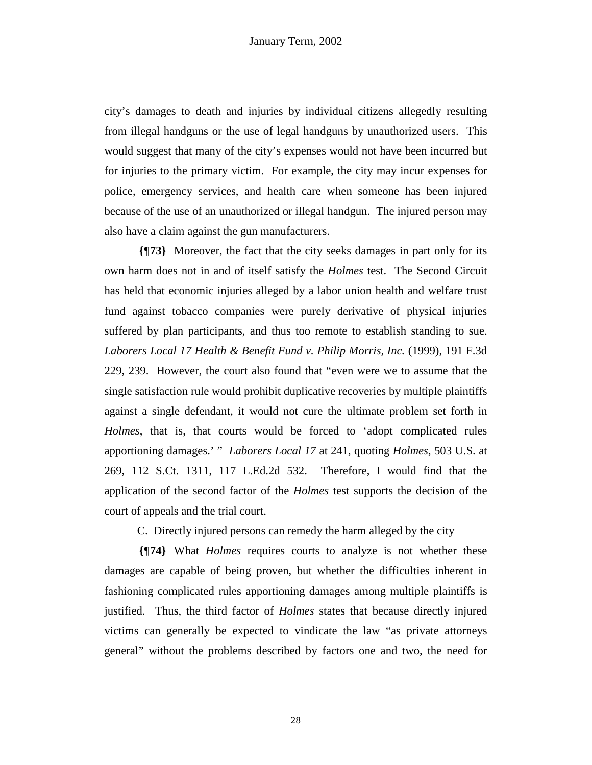city's damages to death and injuries by individual citizens allegedly resulting from illegal handguns or the use of legal handguns by unauthorized users. This would suggest that many of the city's expenses would not have been incurred but for injuries to the primary victim. For example, the city may incur expenses for police, emergency services, and health care when someone has been injured because of the use of an unauthorized or illegal handgun. The injured person may also have a claim against the gun manufacturers.

**{¶73}** Moreover, the fact that the city seeks damages in part only for its own harm does not in and of itself satisfy the *Holmes* test. The Second Circuit has held that economic injuries alleged by a labor union health and welfare trust fund against tobacco companies were purely derivative of physical injuries suffered by plan participants, and thus too remote to establish standing to sue. *Laborers Local 17 Health & Benefit Fund v. Philip Morris, Inc.* (1999), 191 F.3d 229, 239. However, the court also found that "even were we to assume that the single satisfaction rule would prohibit duplicative recoveries by multiple plaintiffs against a single defendant, it would not cure the ultimate problem set forth in *Holmes*, that is, that courts would be forced to 'adopt complicated rules apportioning damages.' " *Laborers Local 17* at 241, quoting *Holmes*, 503 U.S. at 269, 112 S.Ct. 1311, 117 L.Ed.2d 532. Therefore, I would find that the application of the second factor of the *Holmes* test supports the decision of the court of appeals and the trial court.

C. Directly injured persons can remedy the harm alleged by the city

**{¶74}** What *Holmes* requires courts to analyze is not whether these damages are capable of being proven, but whether the difficulties inherent in fashioning complicated rules apportioning damages among multiple plaintiffs is justified. Thus, the third factor of *Holmes* states that because directly injured victims can generally be expected to vindicate the law "as private attorneys general" without the problems described by factors one and two, the need for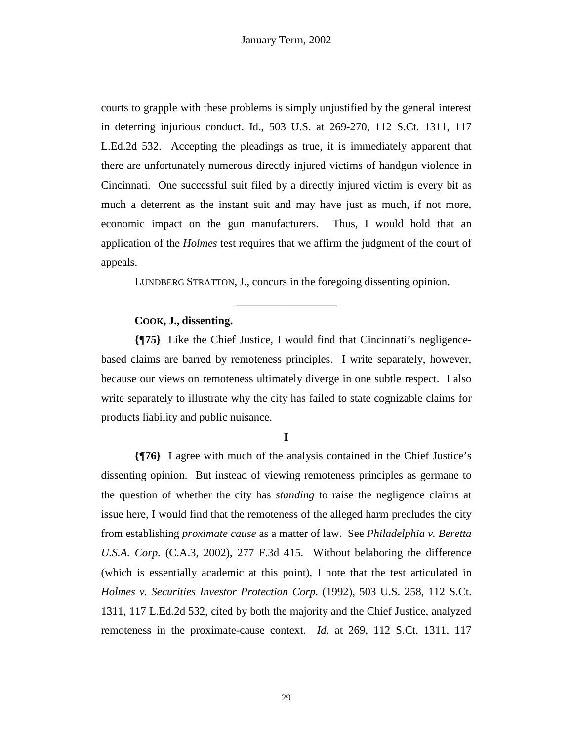courts to grapple with these problems is simply unjustified by the general interest in deterring injurious conduct. Id., 503 U.S. at 269-270, 112 S.Ct. 1311, 117 L.Ed.2d 532. Accepting the pleadings as true, it is immediately apparent that there are unfortunately numerous directly injured victims of handgun violence in Cincinnati. One successful suit filed by a directly injured victim is every bit as much a deterrent as the instant suit and may have just as much, if not more, economic impact on the gun manufacturers. Thus, I would hold that an application of the *Holmes* test requires that we affirm the judgment of the court of appeals.

LUNDBERG STRATTON, J., concurs in the foregoing dissenting opinion.

---

**COOK, J., dissenting.**

**{¶75}** Like the Chief Justice, I would find that Cincinnati's negligence-based claims are barred by remoteness principles. I write separately, however, because our views on remoteness ultimately diverge in one subtle respect. I also write separately to illustrate why the city has failed to state cognizable claims for products liability and public nuisance.

**I**

**{¶76}** I agree with much of the analysis contained in the Chief Justice's dissenting opinion. But instead of viewing remoteness principles as germane to the question of whether the city has *standing* to raise the negligence claims at issue here, I would find that the remoteness of the alleged harm precludes the city from establishing *proximate cause* as a matter of law. See *Philadelphia v. Beretta U.S.A. Corp.* (C.A.3, 2002), 277 F.3d 415. Without belaboring the difference (which is essentially academic at this point), I note that the test articulated in *Holmes v. Securities Investor Protection Corp.* (1992), 503 U.S. 258, 112 S.Ct. 1311, 117 L.Ed.2d 532, cited by both the majority and the Chief Justice, analyzed remoteness in the proximate-cause context. *Id.* at 269, 112 S.Ct. 1311, 117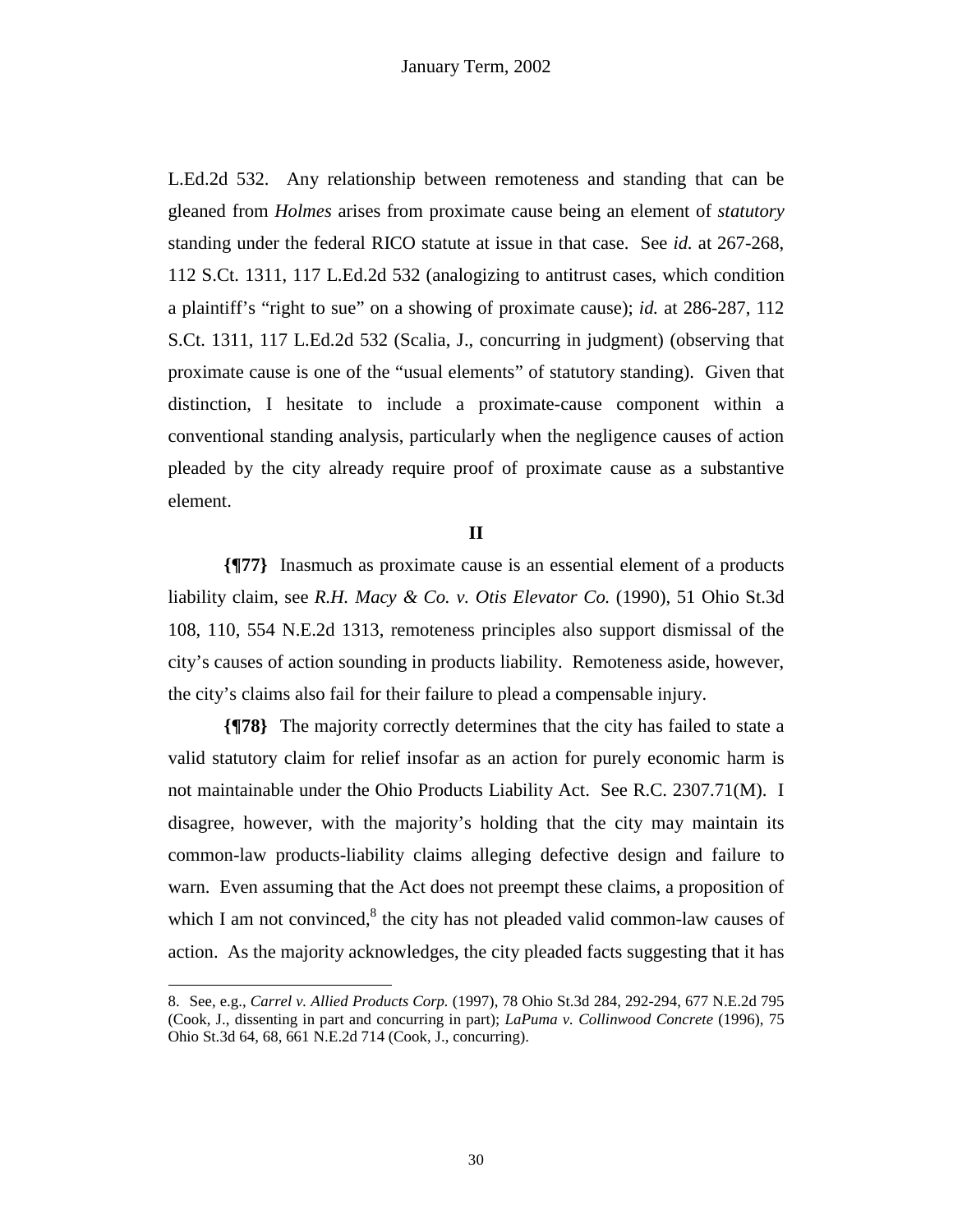L.Ed.2d 532. Any relationship between remoteness and standing that can be gleaned from *Holmes* arises from proximate cause being an element of *statutory* standing under the federal RICO statute at issue in that case. See *id.* at 267-268, 112 S.Ct. 1311, 117 L.Ed.2d 532 (analogizing to antitrust cases, which condition a plaintiff's "right to sue" on a showing of proximate cause); *id.* at 286-287, 112 S.Ct. 1311, 117 L.Ed.2d 532 (Scalia, J., concurring in judgment) (observing that proximate cause is one of the "usual elements" of statutory standing). Given that distinction, I hesitate to include a proximate-cause component within a conventional standing analysis, particularly when the negligence causes of action pleaded by the city already require proof of proximate cause as a substantive element.

**II**

**{¶77}** Inasmuch as proximate cause is an essential element of a products liability claim, see *R.H. Macy & Co. v. Otis Elevator Co.* (1990), 51 Ohio St.3d 108, 110, 554 N.E.2d 1313, remoteness principles also support dismissal of the city's causes of action sounding in products liability. Remoteness aside, however, the city's claims also fail for their failure to plead a compensable injury.

**{¶78}** The majority correctly determines that the city has failed to state a valid statutory claim for relief insofar as an action for purely economic harm is not maintainable under the Ohio Products Liability Act. See R.C. 2307.71(M). I disagree, however, with the majority's holding that the city may maintain its common-law products-liability claims alleging defective design and failure to warn. Even assuming that the Act does not preempt these claims, a proposition of which I am not convinced,[8] the city has not pleaded valid common-law causes of action. As the majority acknowledges, the city pleaded facts suggesting that it has

8. See, e.g., *Carrel v. Allied Products Corp.* (1997), 78 Ohio St.3d 284, 292-294, 677 N.E.2d 795 (Cook, J., dissenting in part and concurring in part); *LaPuma v. Collinwood Concrete* (1996), 75 Ohio St.3d 64, 68, 661 N.E.2d 714 (Cook, J., concurring).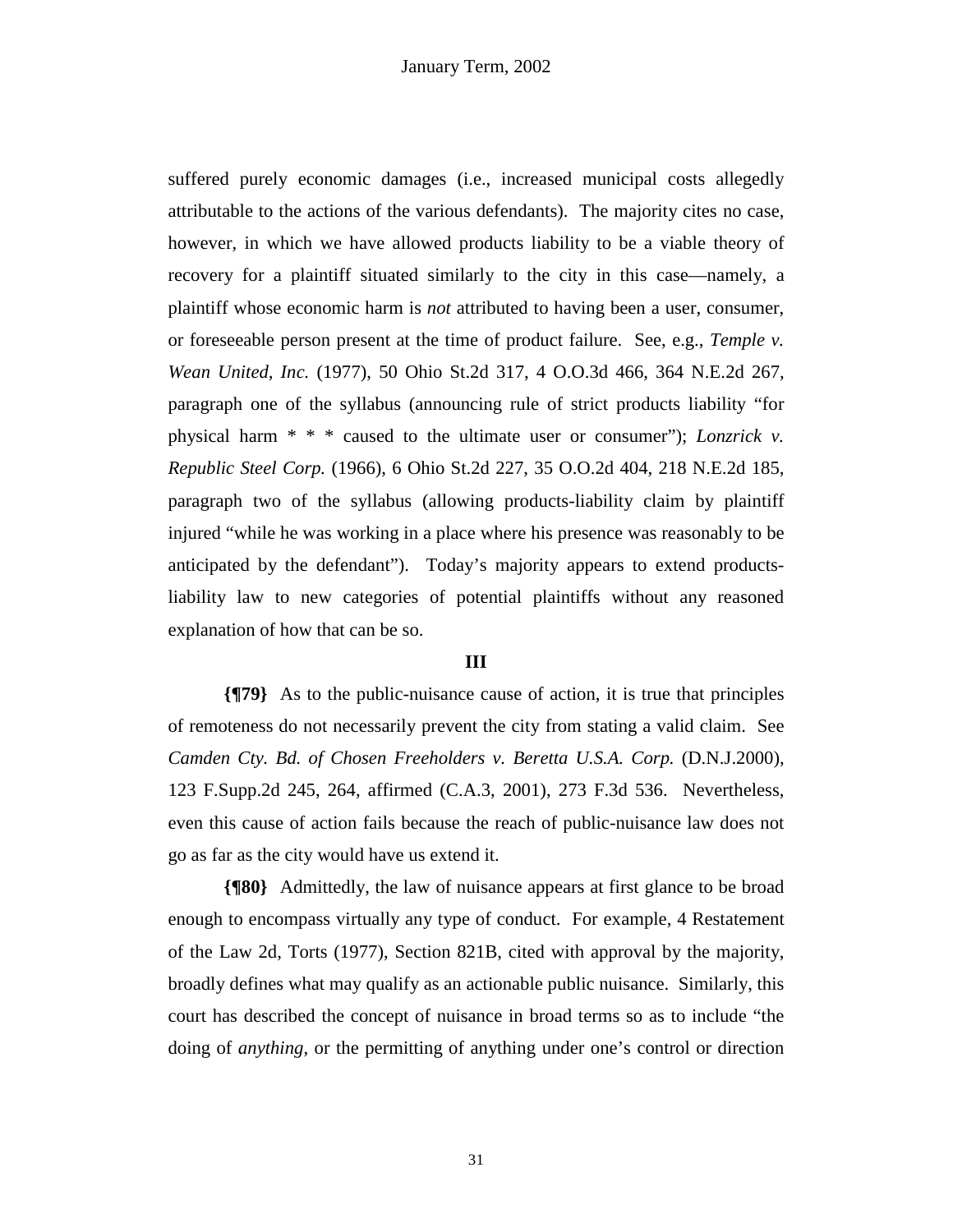suffered purely economic damages (i.e., increased municipal costs allegedly attributable to the actions of the various defendants). The majority cites no case, however, in which we have allowed products liability to be a viable theory of recovery for a plaintiff situated similarly to the city in this case—namely, a plaintiff whose economic harm is *not* attributed to having been a user, consumer, or foreseeable person present at the time of product failure. See, e.g., *Temple v. Wean United, Inc.* (1977), 50 Ohio St.2d 317, 4 O.O.3d 466, 364 N.E.2d 267, paragraph one of the syllabus (announcing rule of strict products liability "for physical harm * * * caused to the ultimate user or consumer"); *Lonzrick v. Republic Steel Corp.* (1966), 6 Ohio St.2d 227, 35 O.O.2d 404, 218 N.E.2d 185, paragraph two of the syllabus (allowing products-liability claim by plaintiff injured "while he was working in a place where his presence was reasonably to be anticipated by the defendant"). Today's majority appears to extend products-liability law to new categories of potential plaintiffs without any reasoned explanation of how that can be so.

**III**

**{¶79}** As to the public-nuisance cause of action, it is true that principles of remoteness do not necessarily prevent the city from stating a valid claim. See *Camden Cty. Bd. of Chosen Freeholders v. Beretta U.S.A. Corp.* (D.N.J.2000), 123 F.Supp.2d 245, 264, affirmed (C.A.3, 2001), 273 F.3d 536. Nevertheless, even this cause of action fails because the reach of public-nuisance law does not go as far as the city would have us extend it.

**{¶80}** Admittedly, the law of nuisance appears at first glance to be broad enough to encompass virtually any type of conduct. For example, 4 Restatement of the Law 2d, Torts (1977), Section 821B, cited with approval by the majority, broadly defines what may qualify as an actionable public nuisance. Similarly, this court has described the concept of nuisance in broad terms so as to include "the doing of *anything*, or the permitting of anything under one's control or direction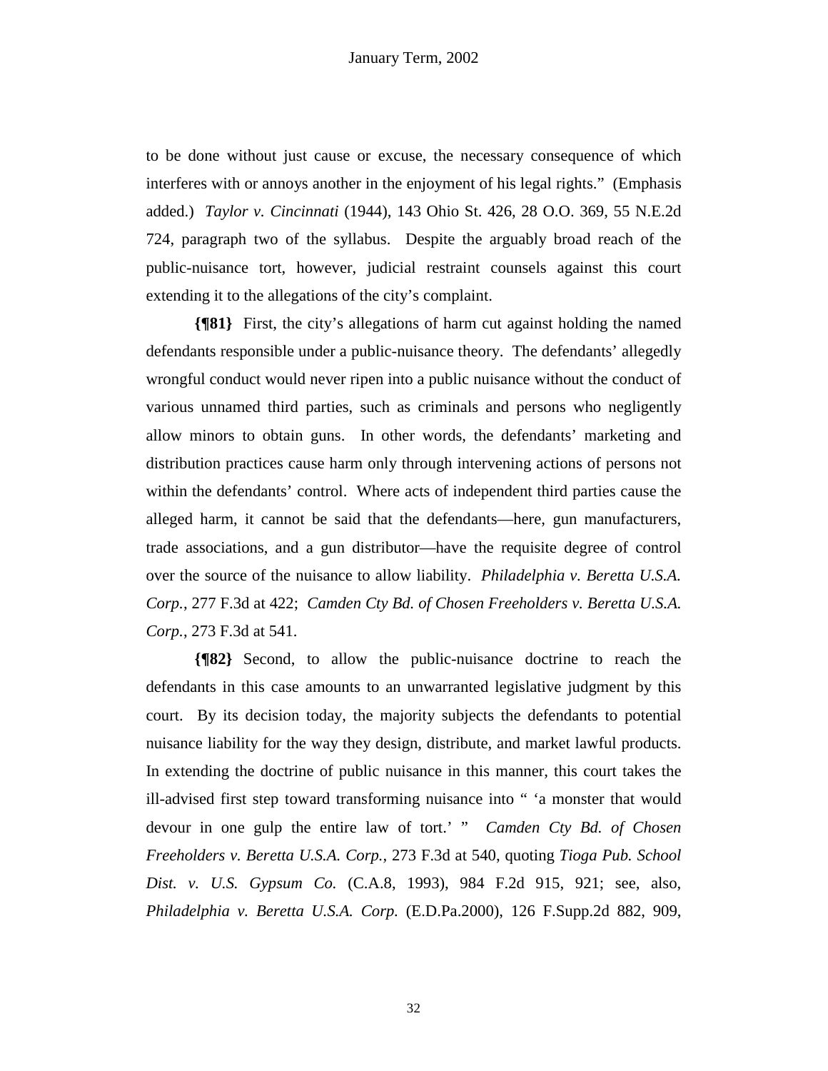to be done without just cause or excuse, the necessary consequence of which interferes with or annoys another in the enjoyment of his legal rights." (Emphasis added.) *Taylor v. Cincinnati* (1944), 143 Ohio St. 426, 28 O.O. 369, 55 N.E.2d 724, paragraph two of the syllabus. Despite the arguably broad reach of the public-nuisance tort, however, judicial restraint counsels against this court extending it to the allegations of the city's complaint.

**{¶81}** First, the city's allegations of harm cut against holding the named defendants responsible under a public-nuisance theory. The defendants' allegedly wrongful conduct would never ripen into a public nuisance without the conduct of various unnamed third parties, such as criminals and persons who negligently allow minors to obtain guns. In other words, the defendants' marketing and distribution practices cause harm only through intervening actions of persons not within the defendants' control. Where acts of independent third parties cause the alleged harm, it cannot be said that the defendants—here, gun manufacturers, trade associations, and a gun distributor—have the requisite degree of control over the source of the nuisance to allow liability. *Philadelphia v. Beretta U.S.A. Corp.*, 277 F.3d at 422; *Camden Cty Bd. of Chosen Freeholders v. Beretta U.S.A. Corp.*, 273 F.3d at 541.

**{¶82}** Second, to allow the public-nuisance doctrine to reach the defendants in this case amounts to an unwarranted legislative judgment by this court. By its decision today, the majority subjects the defendants to potential nuisance liability for the way they design, distribute, and market lawful products. In extending the doctrine of public nuisance in this manner, this court takes the ill-advised first step toward transforming nuisance into " 'a monster that would devour in one gulp the entire law of tort.' " *Camden Cty Bd. of Chosen Freeholders v. Beretta U.S.A. Corp.,* 273 F.3d at 540, quoting *Tioga Pub. School Dist. v. U.S. Gypsum Co.* (C.A.8, 1993), 984 F.2d 915, 921; see, also, *Philadelphia v. Beretta U.S.A. Corp.* (E.D.Pa.2000), 126 F.Supp.2d 882, 909,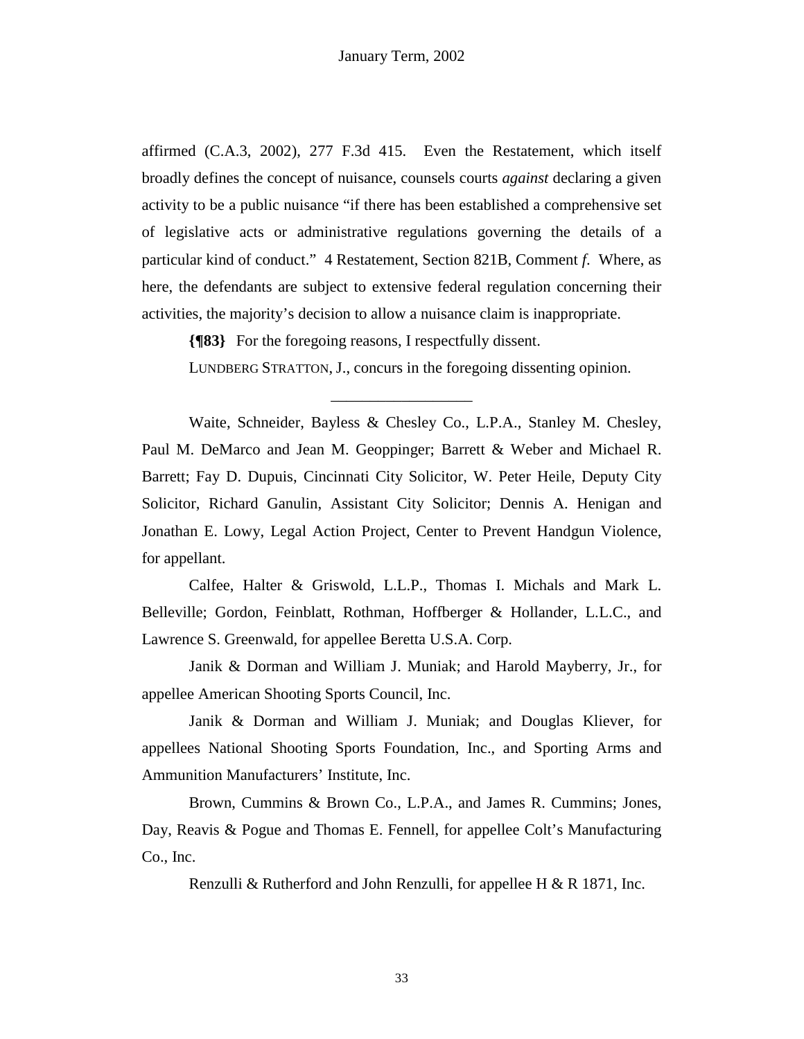affirmed (C.A.3, 2002), 277 F.3d 415. Even the Restatement, which itself broadly defines the concept of nuisance, counsels courts *against* declaring a given activity to be a public nuisance "if there has been established a comprehensive set of legislative acts or administrative regulations governing the details of a particular kind of conduct." 4 Restatement, Section 821B, Comment *f*. Where, as here, the defendants are subject to extensive federal regulation concerning their activities, the majority's decision to allow a nuisance claim is inappropriate.

**{¶83}** For the foregoing reasons, I respectfully dissent.

LUNDBERG STRATTON, J., concurs in the foregoing dissenting opinion.

---

Waite, Schneider, Bayless & Chesley Co., L.P.A., Stanley M. Chesley, Paul M. DeMarco and Jean M. Geoppinger; Barrett & Weber and Michael R. Barrett; Fay D. Dupuis, Cincinnati City Solicitor, W. Peter Heile, Deputy City Solicitor, Richard Ganulin, Assistant City Solicitor; Dennis A. Henigan and Jonathan E. Lowy, Legal Action Project, Center to Prevent Handgun Violence, for appellant.

Calfee, Halter & Griswold, L.L.P., Thomas I. Michals and Mark L. Belleville; Gordon, Feinblatt, Rothman, Hoffberger & Hollander, L.L.C., and Lawrence S. Greenwald, for appellee Beretta U.S.A. Corp.

Janik & Dorman and William J. Muniak; and Harold Mayberry, Jr., for appellee American Shooting Sports Council, Inc.

Janik & Dorman and William J. Muniak; and Douglas Kliever, for appellees National Shooting Sports Foundation, Inc., and Sporting Arms and Ammunition Manufacturers' Institute, Inc.

Brown, Cummins & Brown Co., L.P.A., and James R. Cummins; Jones, Day, Reavis & Pogue and Thomas E. Fennell, for appellee Colt's Manufacturing Co., Inc.

Renzulli & Rutherford and John Renzulli, for appellee H & R 1871, Inc.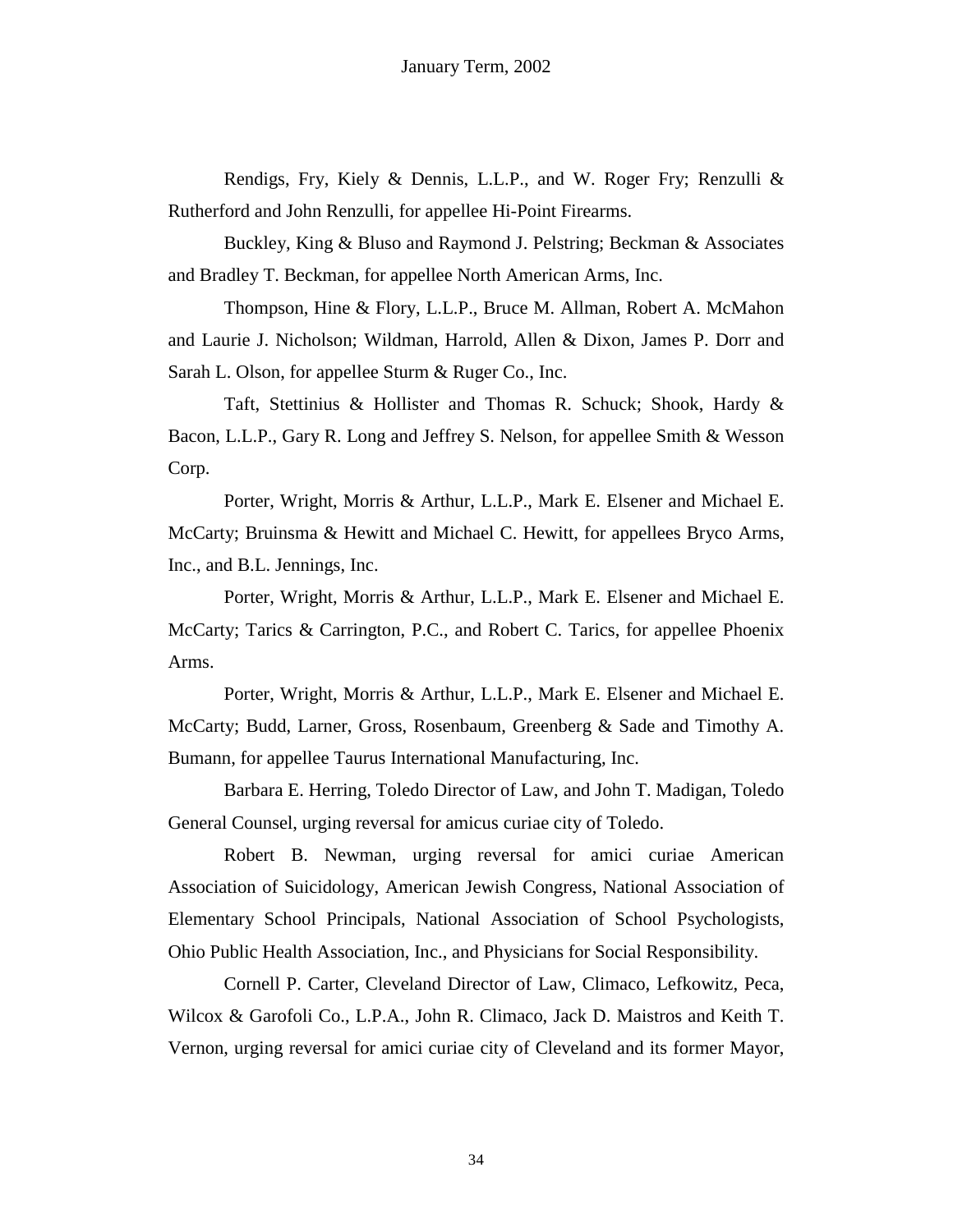Rendigs, Fry, Kiely & Dennis, L.L.P., and W. Roger Fry; Renzulli & Rutherford and John Renzulli, for appellee Hi-Point Firearms.

Buckley, King & Bluso and Raymond J. Pelstring; Beckman & Associates and Bradley T. Beckman, for appellee North American Arms, Inc.

Thompson, Hine & Flory, L.L.P., Bruce M. Allman, Robert A. McMahon and Laurie J. Nicholson; Wildman, Harrold, Allen & Dixon, James P. Dorr and Sarah L. Olson, for appellee Sturm & Ruger Co., Inc.

Taft, Stettinius & Hollister and Thomas R. Schuck; Shook, Hardy & Bacon, L.L.P., Gary R. Long and Jeffrey S. Nelson, for appellee Smith & Wesson Corp.

Porter, Wright, Morris & Arthur, L.L.P., Mark E. Elsener and Michael E. McCarty; Bruinsma & Hewitt and Michael C. Hewitt, for appellees Bryco Arms, Inc., and B.L. Jennings, Inc.

Porter, Wright, Morris & Arthur, L.L.P., Mark E. Elsener and Michael E. McCarty; Tarics & Carrington, P.C., and Robert C. Tarics, for appellee Phoenix Arms.

Porter, Wright, Morris & Arthur, L.L.P., Mark E. Elsener and Michael E. McCarty; Budd, Larner, Gross, Rosenbaum, Greenberg & Sade and Timothy A. Bumann, for appellee Taurus International Manufacturing, Inc.

Barbara E. Herring, Toledo Director of Law, and John T. Madigan, Toledo General Counsel, urging reversal for amicus curiae city of Toledo.

Robert B. Newman, urging reversal for amici curiae American Association of Suicidology, American Jewish Congress, National Association of Elementary School Principals, National Association of School Psychologists, Ohio Public Health Association, Inc., and Physicians for Social Responsibility.

Cornell P. Carter, Cleveland Director of Law, Climaco, Lefkowitz, Peca, Wilcox & Garofoli Co., L.P.A., John R. Climaco, Jack D. Maistros and Keith T. Vernon, urging reversal for amici curiae city of Cleveland and its former Mayor,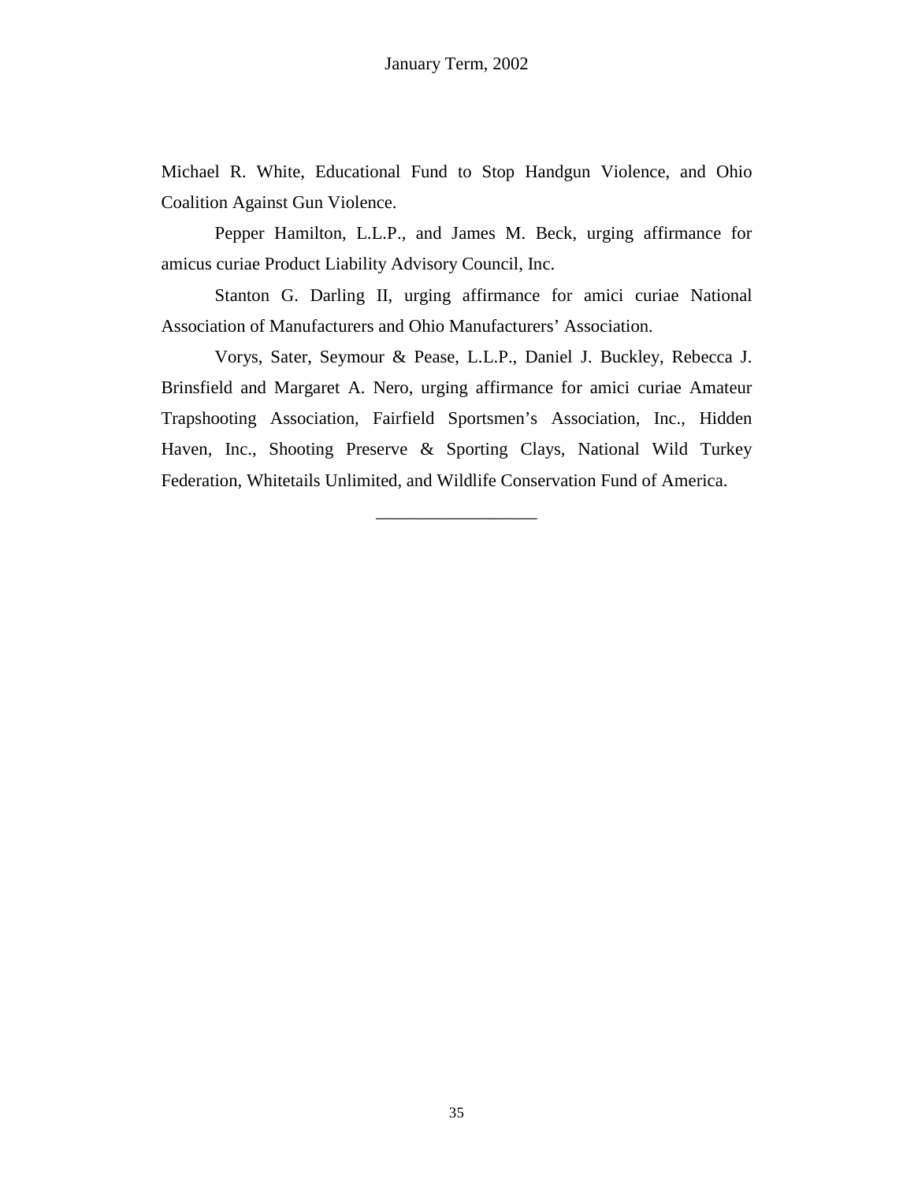Michael R. White, Educational Fund to Stop Handgun Violence, and Ohio Coalition Against Gun Violence.

Pepper Hamilton, L.L.P., and James M. Beck, urging affirmance for amicus curiae Product Liability Advisory Council, Inc.

Stanton G. Darling II, urging affirmance for amici curiae National Association of Manufacturers and Ohio Manufacturers' Association.

Vorys, Sater, Seymour & Pease, L.L.P., Daniel J. Buckley, Rebecca J. Brinsfield and Margaret A. Nero, urging affirmance for amici curiae Amateur Trapshooting Association, Fairfield Sportsmen's Association, Inc., Hidden Haven, Inc., Shooting Preserve & Sporting Clays, National Wild Turkey Federation, Whitetails Unlimited, and Wildlife Conservation Fund of America.

---